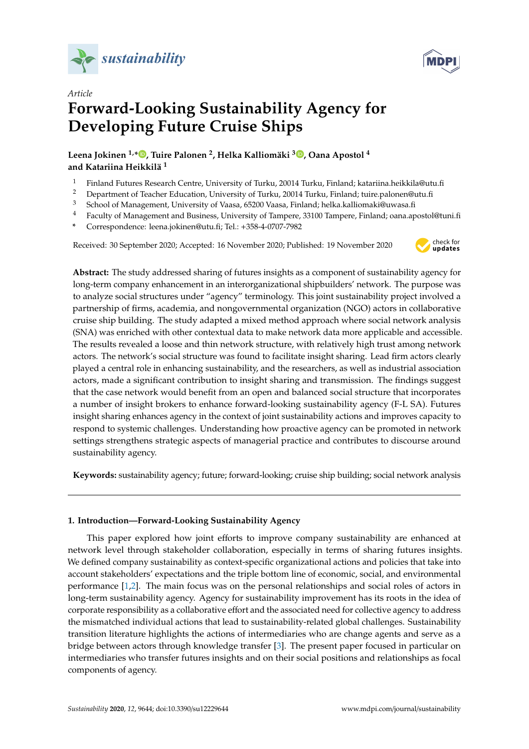*Article*

# Forward-Looking Sustainability Agency for Developing Future Cruise Ships

**Leena Jokinen [1,*], Tuire Palonen [2], Helka Kalliomäki [3], Oana Apostol [4] and Katariina Heikkilä [1]**

[1] Finland Futures Research Centre, University of Turku, 20014 Turku, Finland; katariina.heikkila@utu.fi
[2] Department of Teacher Education, University of Turku, 20014 Turku, Finland; tuire.palonen@utu.fi
[3] School of Management, University of Vaasa, 65200 Vaasa, Finland; helka.kalliomaki@uwasa.fi
[4] Faculty of Management and Business, University of Tampere, 33100 Tampere, Finland; oana.apostol@tuni.fi
* Correspondence: leena.jokinen@utu.fi; Tel.: +358-4-0707-7982

Received: 30 September 2020; Accepted: 16 November 2020; Published: 19 November 2020

**Abstract:** The study addressed sharing of futures insights as a component of sustainability agency for long-term company enhancement in an interorganizational shipbuilders' network. The purpose was to analyze social structures under "agency" terminology. This joint sustainability project involved a partnership of firms, academia, and nongovernmental organization (NGO) actors in collaborative cruise ship building. The study adapted a mixed method approach where social network analysis (SNA) was enriched with other contextual data to make network data more applicable and accessible. The results revealed a loose and thin network structure, with relatively high trust among network actors. The network's social structure was found to facilitate insight sharing. Lead firm actors clearly played a central role in enhancing sustainability, and the researchers, as well as industrial association actors, made a significant contribution to insight sharing and transmission. The findings suggest that the case network would benefit from an open and balanced social structure that incorporates a number of insight brokers to enhance forward-looking sustainability agency (F-L SA). Futures insight sharing enhances agency in the context of joint sustainability actions and improves capacity to respond to systemic challenges. Understanding how proactive agency can be promoted in network settings strengthens strategic aspects of managerial practice and contributes to discourse around sustainability agency.

**Keywords:** sustainability agency; future; forward-looking; cruise ship building; social network analysis

## 1. Introduction—Forward-Looking Sustainability Agency

This paper explored how joint efforts to improve company sustainability are enhanced at network level through stakeholder collaboration, especially in terms of sharing futures insights. We defined company sustainability as context-specific organizational actions and policies that take into account stakeholders' expectations and the triple bottom line of economic, social, and environmental performance [1,2]. The main focus was on the personal relationships and social roles of actors in long-term sustainability agency. Agency for sustainability improvement has its roots in the idea of corporate responsibility as a collaborative effort and the associated need for collective agency to address the mismatched individual actions that lead to sustainability-related global challenges. Sustainability transition literature highlights the actions of intermediaries who are change agents and serve as a bridge between actors through knowledge transfer [3]. The present paper focused in particular on intermediaries who transfer futures insights and on their social positions and relationships as focal components of agency.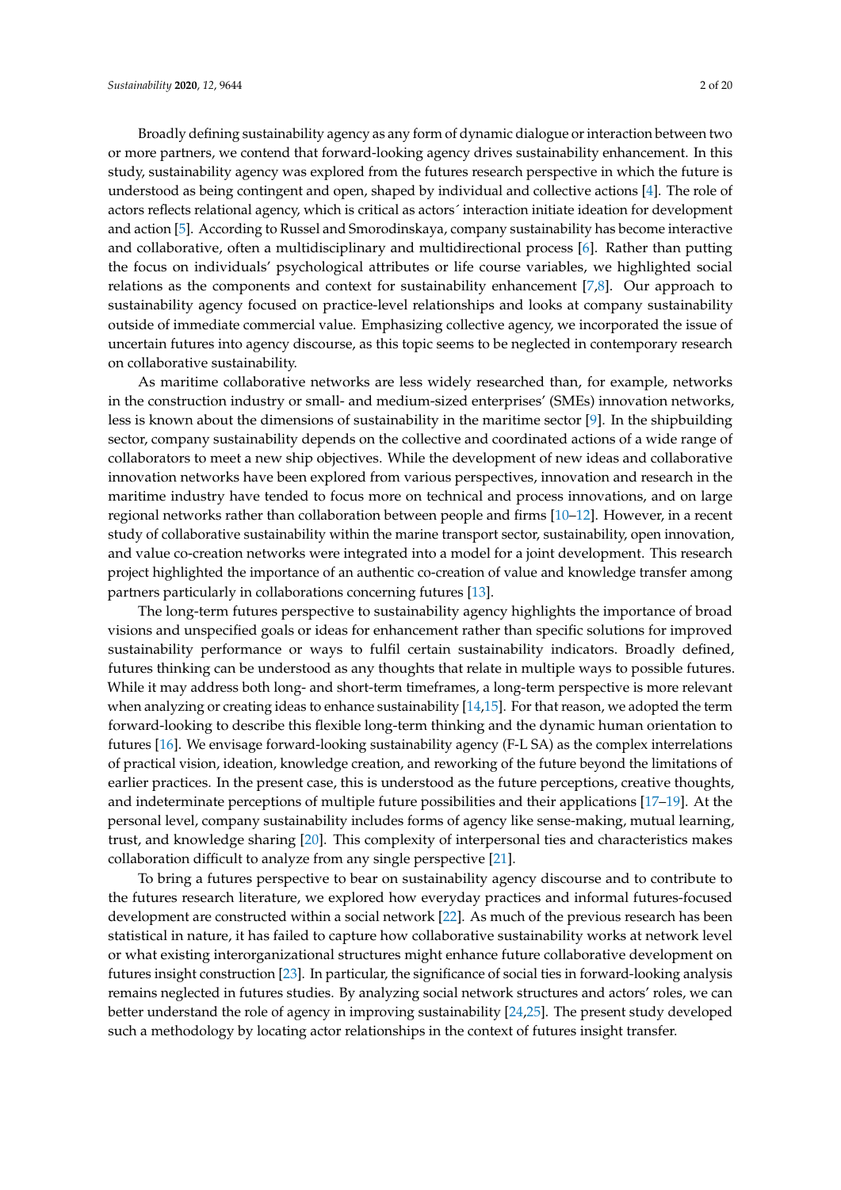Broadly defining sustainability agency as any form of dynamic dialogue or interaction between two or more partners, we contend that forward-looking agency drives sustainability enhancement. In this study, sustainability agency was explored from the futures research perspective in which the future is understood as being contingent and open, shaped by individual and collective actions [4]. The role of actors reflects relational agency, which is critical as actors´ interaction initiate ideation for development and action [5]. According to Russel and Smorodinskaya, company sustainability has become interactive and collaborative, often a multidisciplinary and multidirectional process [6]. Rather than putting the focus on individuals' psychological attributes or life course variables, we highlighted social relations as the components and context for sustainability enhancement [7,8]. Our approach to sustainability agency focused on practice-level relationships and looks at company sustainability outside of immediate commercial value. Emphasizing collective agency, we incorporated the issue of uncertain futures into agency discourse, as this topic seems to be neglected in contemporary research on collaborative sustainability.

As maritime collaborative networks are less widely researched than, for example, networks in the construction industry or small- and medium-sized enterprises' (SMEs) innovation networks, less is known about the dimensions of sustainability in the maritime sector [9]. In the shipbuilding sector, company sustainability depends on the collective and coordinated actions of a wide range of collaborators to meet a new ship objectives. While the development of new ideas and collaborative innovation networks have been explored from various perspectives, innovation and research in the maritime industry have tended to focus more on technical and process innovations, and on large regional networks rather than collaboration between people and firms [10–12]. However, in a recent study of collaborative sustainability within the marine transport sector, sustainability, open innovation, and value co-creation networks were integrated into a model for a joint development. This research project highlighted the importance of an authentic co-creation of value and knowledge transfer among partners particularly in collaborations concerning futures [13].

The long-term futures perspective to sustainability agency highlights the importance of broad visions and unspecified goals or ideas for enhancement rather than specific solutions for improved sustainability performance or ways to fulfil certain sustainability indicators. Broadly defined, futures thinking can be understood as any thoughts that relate in multiple ways to possible futures. While it may address both long- and short-term timeframes, a long-term perspective is more relevant when analyzing or creating ideas to enhance sustainability [14,15]. For that reason, we adopted the term forward-looking to describe this flexible long-term thinking and the dynamic human orientation to futures [16]. We envisage forward-looking sustainability agency (F-L SA) as the complex interrelations of practical vision, ideation, knowledge creation, and reworking of the future beyond the limitations of earlier practices. In the present case, this is understood as the future perceptions, creative thoughts, and indeterminate perceptions of multiple future possibilities and their applications [17–19]. At the personal level, company sustainability includes forms of agency like sense-making, mutual learning, trust, and knowledge sharing [20]. This complexity of interpersonal ties and characteristics makes collaboration difficult to analyze from any single perspective [21].

To bring a futures perspective to bear on sustainability agency discourse and to contribute to the futures research literature, we explored how everyday practices and informal futures-focused development are constructed within a social network [22]. As much of the previous research has been statistical in nature, it has failed to capture how collaborative sustainability works at network level or what existing interorganizational structures might enhance future collaborative development on futures insight construction [23]. In particular, the significance of social ties in forward-looking analysis remains neglected in futures studies. By analyzing social network structures and actors' roles, we can better understand the role of agency in improving sustainability [24,25]. The present study developed such a methodology by locating actor relationships in the context of futures insight transfer.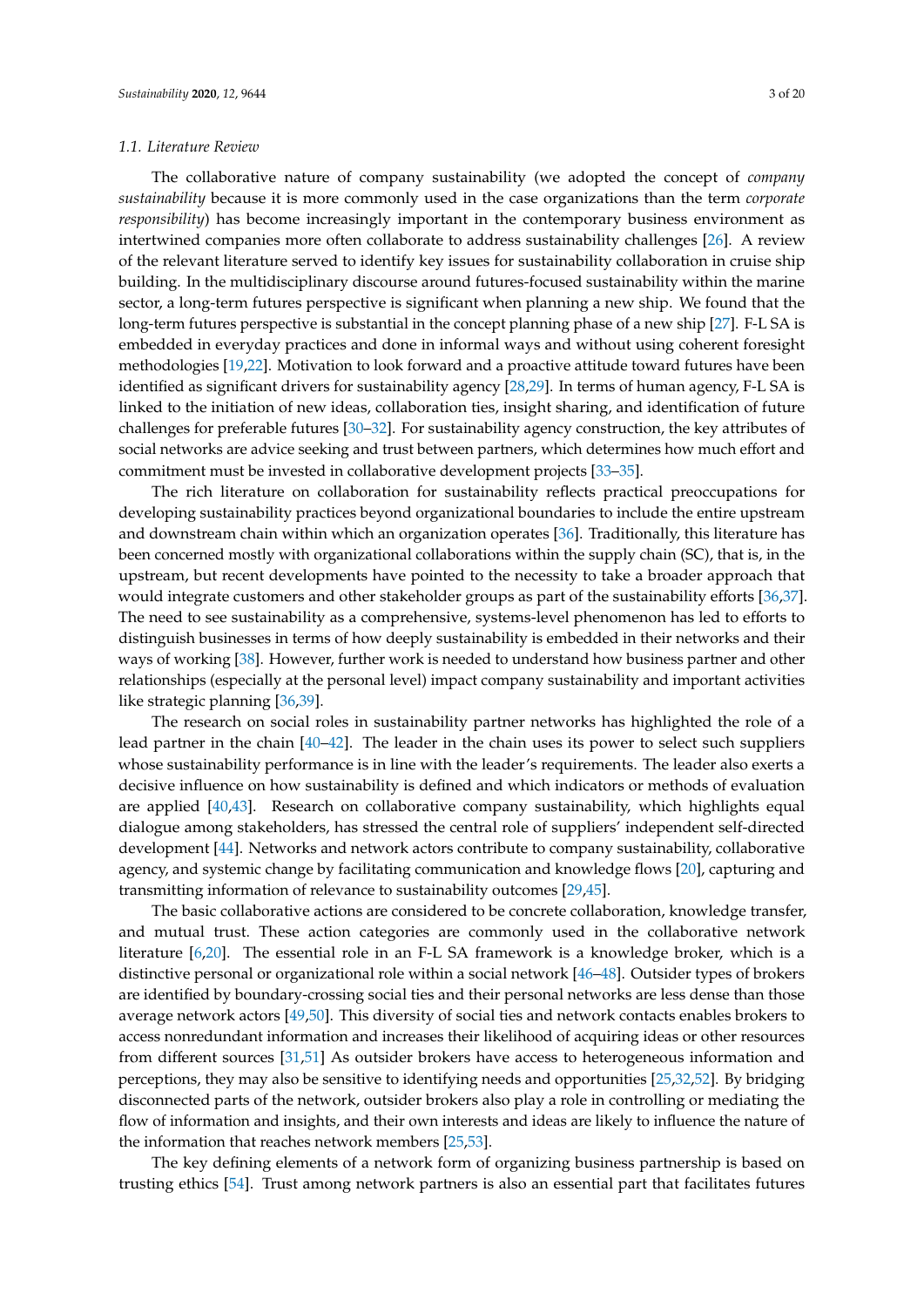### 1.1. Literature Review

The collaborative nature of company sustainability (we adopted the concept of *company sustainability* because it is more commonly used in the case organizations than the term *corporate responsibility*) has become increasingly important in the contemporary business environment as intertwined companies more often collaborate to address sustainability challenges [26]. A review of the relevant literature served to identify key issues for sustainability collaboration in cruise ship building. In the multidisciplinary discourse around futures-focused sustainability within the marine sector, a long-term futures perspective is significant when planning a new ship. We found that the long-term futures perspective is substantial in the concept planning phase of a new ship [27]. F-L SA is embedded in everyday practices and done in informal ways and without using coherent foresight methodologies [19,22]. Motivation to look forward and a proactive attitude toward futures have been identified as significant drivers for sustainability agency [28,29]. In terms of human agency, F-L SA is linked to the initiation of new ideas, collaboration ties, insight sharing, and identification of future challenges for preferable futures [30–32]. For sustainability agency construction, the key attributes of social networks are advice seeking and trust between partners, which determines how much effort and commitment must be invested in collaborative development projects [33–35].

The rich literature on collaboration for sustainability reflects practical preoccupations for developing sustainability practices beyond organizational boundaries to include the entire upstream and downstream chain within which an organization operates [36]. Traditionally, this literature has been concerned mostly with organizational collaborations within the supply chain (SC), that is, in the upstream, but recent developments have pointed to the necessity to take a broader approach that would integrate customers and other stakeholder groups as part of the sustainability efforts [36,37]. The need to see sustainability as a comprehensive, systems-level phenomenon has led to efforts to distinguish businesses in terms of how deeply sustainability is embedded in their networks and their ways of working [38]. However, further work is needed to understand how business partner and other relationships (especially at the personal level) impact company sustainability and important activities like strategic planning [36,39].

The research on social roles in sustainability partner networks has highlighted the role of a lead partner in the chain [40–42]. The leader in the chain uses its power to select such suppliers whose sustainability performance is in line with the leader's requirements. The leader also exerts a decisive influence on how sustainability is defined and which indicators or methods of evaluation are applied [40,43]. Research on collaborative company sustainability, which highlights equal dialogue among stakeholders, has stressed the central role of suppliers' independent self-directed development [44]. Networks and network actors contribute to company sustainability, collaborative agency, and systemic change by facilitating communication and knowledge flows [20], capturing and transmitting information of relevance to sustainability outcomes [29,45].

The basic collaborative actions are considered to be concrete collaboration, knowledge transfer, and mutual trust. These action categories are commonly used in the collaborative network literature [6,20]. The essential role in an F-L SA framework is a knowledge broker, which is a distinctive personal or organizational role within a social network [46–48]. Outsider types of brokers are identified by boundary-crossing social ties and their personal networks are less dense than those average network actors [49,50]. This diversity of social ties and network contacts enables brokers to access nonredundant information and increases their likelihood of acquiring ideas or other resources from different sources [31,51] As outsider brokers have access to heterogeneous information and perceptions, they may also be sensitive to identifying needs and opportunities [25,32,52]. By bridging disconnected parts of the network, outsider brokers also play a role in controlling or mediating the flow of information and insights, and their own interests and ideas are likely to influence the nature of the information that reaches network members [25,53].

The key defining elements of a network form of organizing business partnership is based on trusting ethics [54]. Trust among network partners is also an essential part that facilitates futures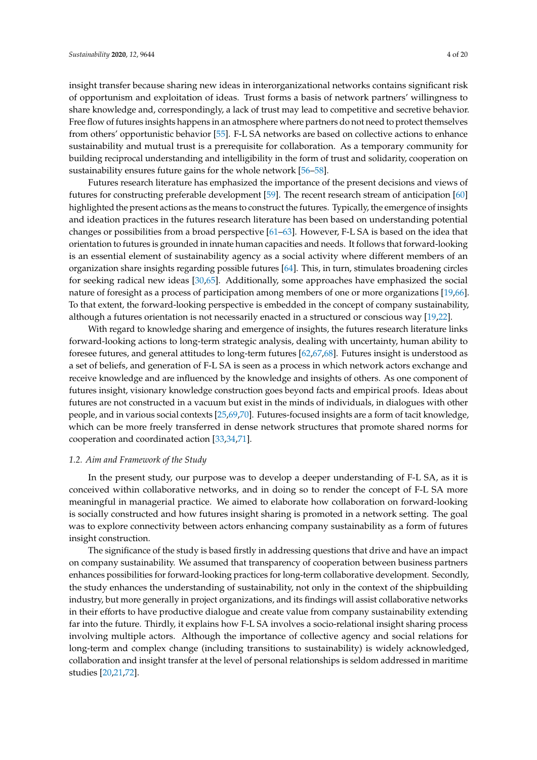insight transfer because sharing new ideas in interorganizational networks contains significant risk of opportunism and exploitation of ideas. Trust forms a basis of network partners' willingness to share knowledge and, correspondingly, a lack of trust may lead to competitive and secretive behavior. Free flow of futures insights happens in an atmosphere where partners do not need to protect themselves from others' opportunistic behavior [55]. F-L SA networks are based on collective actions to enhance sustainability and mutual trust is a prerequisite for collaboration. As a temporary community for building reciprocal understanding and intelligibility in the form of trust and solidarity, cooperation on sustainability ensures future gains for the whole network [56–58].

Futures research literature has emphasized the importance of the present decisions and views of futures for constructing preferable development [59]. The recent research stream of anticipation [60] highlighted the present actions as the means to construct the futures. Typically, the emergence of insights and ideation practices in the futures research literature has been based on understanding potential changes or possibilities from a broad perspective [61–63]. However, F-L SA is based on the idea that orientation to futures is grounded in innate human capacities and needs. It follows that forward-looking is an essential element of sustainability agency as a social activity where different members of an organization share insights regarding possible futures [64]. This, in turn, stimulates broadening circles for seeking radical new ideas [30,65]. Additionally, some approaches have emphasized the social nature of foresight as a process of participation among members of one or more organizations [19,66]. To that extent, the forward-looking perspective is embedded in the concept of company sustainability, although a futures orientation is not necessarily enacted in a structured or conscious way [19,22].

With regard to knowledge sharing and emergence of insights, the futures research literature links forward-looking actions to long-term strategic analysis, dealing with uncertainty, human ability to foresee futures, and general attitudes to long-term futures [62,67,68]. Futures insight is understood as a set of beliefs, and generation of F-L SA is seen as a process in which network actors exchange and receive knowledge and are influenced by the knowledge and insights of others. As one component of futures insight, visionary knowledge construction goes beyond facts and empirical proofs. Ideas about futures are not constructed in a vacuum but exist in the minds of individuals, in dialogues with other people, and in various social contexts [25,69,70]. Futures-focused insights are a form of tacit knowledge, which can be more freely transferred in dense network structures that promote shared norms for cooperation and coordinated action [33,34,71].

### *1.2. Aim and Framework of the Study*

In the present study, our purpose was to develop a deeper understanding of F-L SA, as it is conceived within collaborative networks, and in doing so to render the concept of F-L SA more meaningful in managerial practice. We aimed to elaborate how collaboration on forward-looking is socially constructed and how futures insight sharing is promoted in a network setting. The goal was to explore connectivity between actors enhancing company sustainability as a form of futures insight construction.

The significance of the study is based firstly in addressing questions that drive and have an impact on company sustainability. We assumed that transparency of cooperation between business partners enhances possibilities for forward-looking practices for long-term collaborative development. Secondly, the study enhances the understanding of sustainability, not only in the context of the shipbuilding industry, but more generally in project organizations, and its findings will assist collaborative networks in their efforts to have productive dialogue and create value from company sustainability extending far into the future. Thirdly, it explains how F-L SA involves a socio-relational insight sharing process involving multiple actors. Although the importance of collective agency and social relations for long-term and complex change (including transitions to sustainability) is widely acknowledged, collaboration and insight transfer at the level of personal relationships is seldom addressed in maritime studies [20,21,72].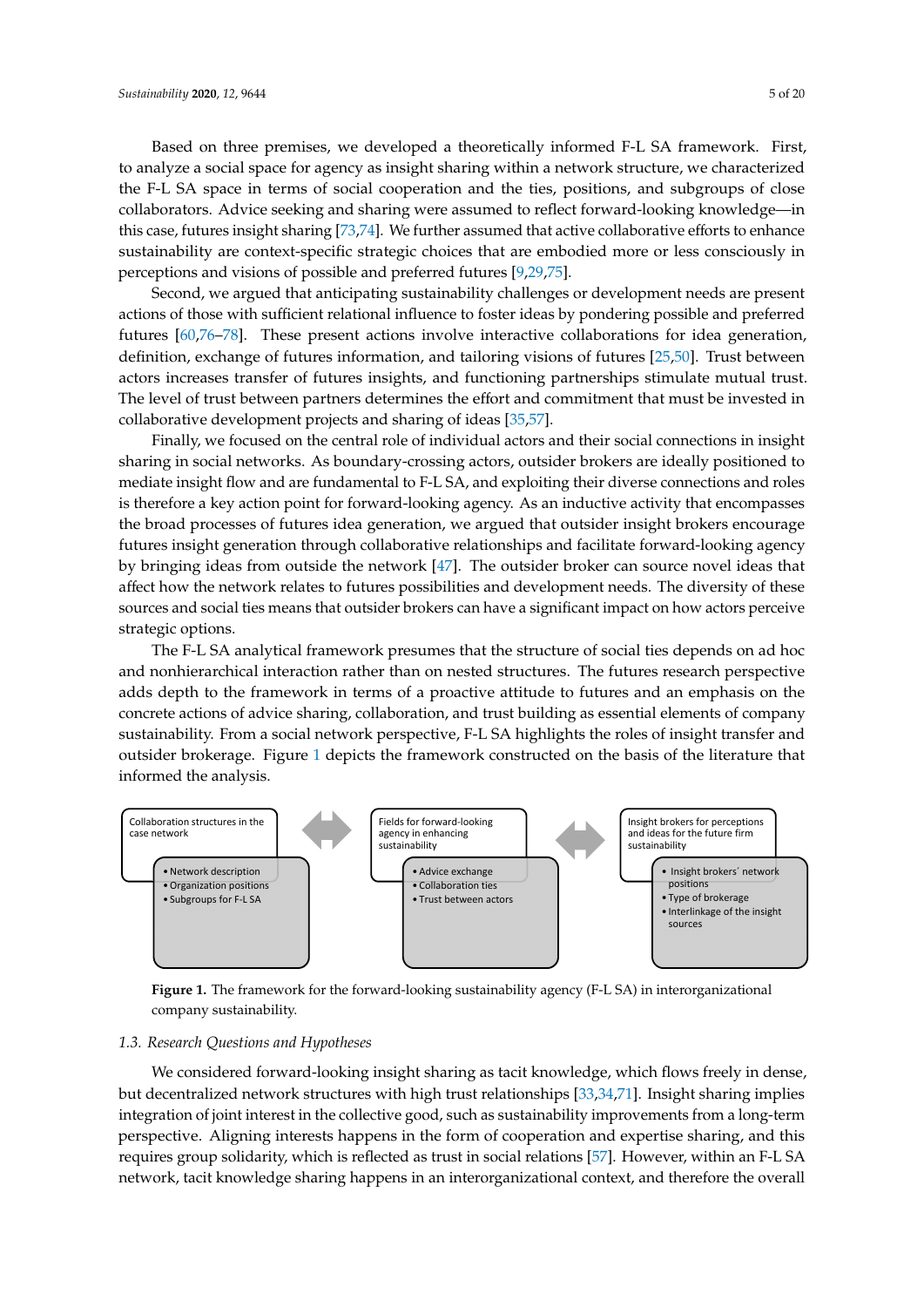Based on three premises, we developed a theoretically informed F-L SA framework. First, to analyze a social space for agency as insight sharing within a network structure, we characterized the F-L SA space in terms of social cooperation and the ties, positions, and subgroups of close collaborators. Advice seeking and sharing were assumed to reflect forward-looking knowledge—in this case, futures insight sharing [73,74]. We further assumed that active collaborative efforts to enhance sustainability are context-specific strategic choices that are embodied more or less consciously in perceptions and visions of possible and preferred futures [9,29,75].

Second, we argued that anticipating sustainability challenges or development needs are present actions of those with sufficient relational influence to foster ideas by pondering possible and preferred futures [60,76–78]. These present actions involve interactive collaborations for idea generation, definition, exchange of futures information, and tailoring visions of futures [25,50]. Trust between actors increases transfer of futures insights, and functioning partnerships stimulate mutual trust. The level of trust between partners determines the effort and commitment that must be invested in collaborative development projects and sharing of ideas [35,57].

Finally, we focused on the central role of individual actors and their social connections in insight sharing in social networks. As boundary-crossing actors, outsider brokers are ideally positioned to mediate insight flow and are fundamental to F-L SA, and exploiting their diverse connections and roles is therefore a key action point for forward-looking agency. As an inductive activity that encompasses the broad processes of futures idea generation, we argued that outsider insight brokers encourage futures insight generation through collaborative relationships and facilitate forward-looking agency by bringing ideas from outside the network [47]. The outsider broker can source novel ideas that affect how the network relates to futures possibilities and development needs. The diversity of these sources and social ties means that outsider brokers can have a significant impact on how actors perceive strategic options.

The F-L SA analytical framework presumes that the structure of social ties depends on ad hoc and nonhierarchical interaction rather than on nested structures. The futures research perspective adds depth to the framework in terms of a proactive attitude to futures and an emphasis on the concrete actions of advice sharing, collaboration, and trust building as essential elements of company sustainability. From a social network perspective, F-L SA highlights the roles of insight transfer and outsider brokerage. Figure 1 depicts the framework constructed on the basis of the literature that informed the analysis.

| Collaboration structures in the case network | ⟷ | Fields for forward-looking agency in enhancing sustainability | ⟷ | Insight brokers for perceptions and ideas for the future firm sustainability |
| --- | --- | --- | --- | --- |
| • Network description<br>• Organization positions<br>• Subgroups for F-L SA | | • Advice exchange<br>• Collaboration ties<br>• Trust between actors | | • Insight brokers´ network positions<br>• Type of brokerage<br>• Interlinkage of the insight sources |

**Figure 1.** The framework for the forward-looking sustainability agency (F-L SA) in interorganizational company sustainability.

### 1.3. Research Questions and Hypotheses

We considered forward-looking insight sharing as tacit knowledge, which flows freely in dense, but decentralized network structures with high trust relationships [33,34,71]. Insight sharing implies integration of joint interest in the collective good, such as sustainability improvements from a long-term perspective. Aligning interests happens in the form of cooperation and expertise sharing, and this requires group solidarity, which is reflected as trust in social relations [57]. However, within an F-L SA network, tacit knowledge sharing happens in an interorganizational context, and therefore the overall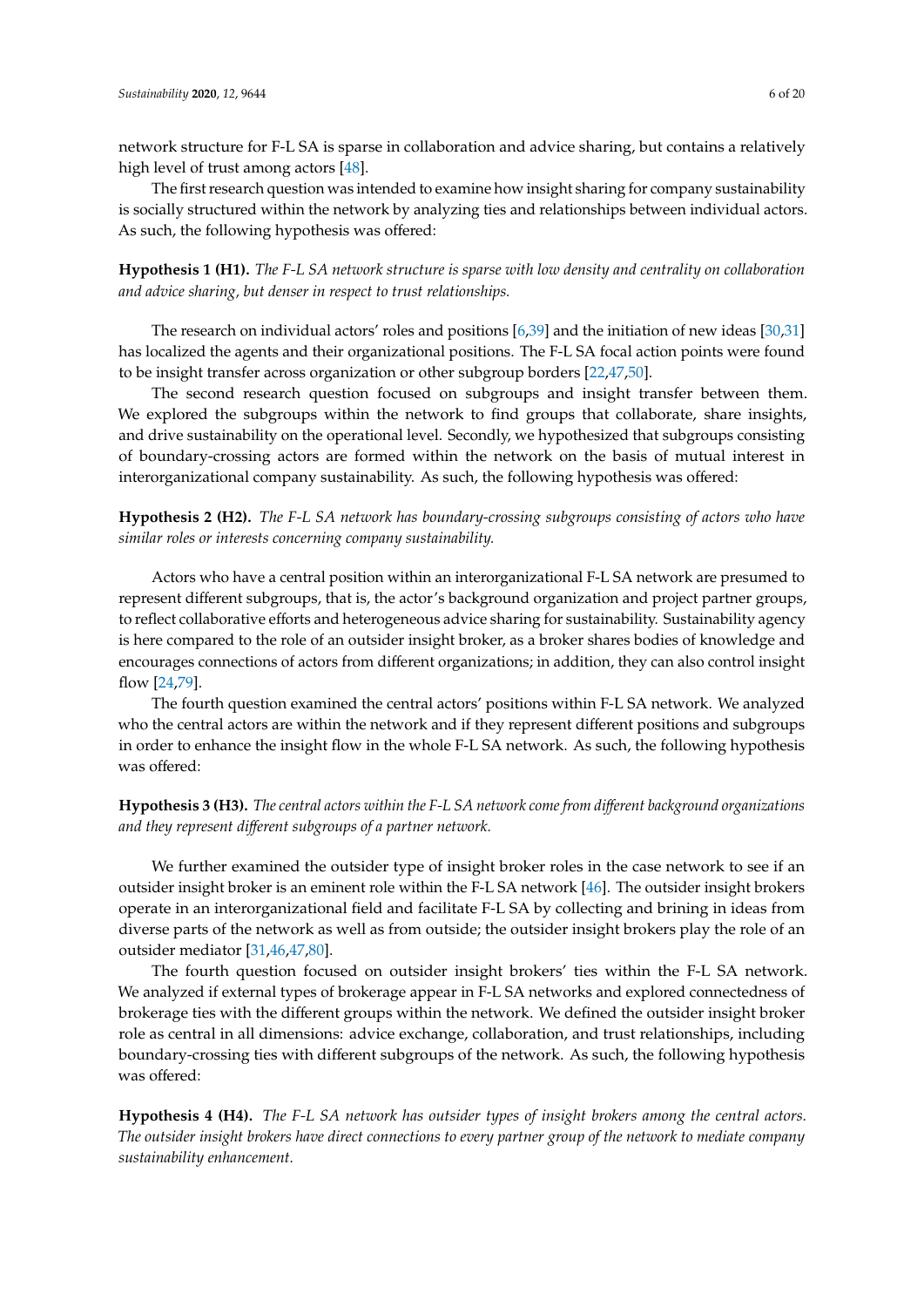network structure for F-L SA is sparse in collaboration and advice sharing, but contains a relatively high level of trust among actors [48].

The first research question was intended to examine how insight sharing for company sustainability is socially structured within the network by analyzing ties and relationships between individual actors. As such, the following hypothesis was offered:

**Hypothesis 1 (H1).** *The F-L SA network structure is sparse with low density and centrality on collaboration and advice sharing, but denser in respect to trust relationships.*

The research on individual actors' roles and positions [6,39] and the initiation of new ideas [30,31] has localized the agents and their organizational positions. The F-L SA focal action points were found to be insight transfer across organization or other subgroup borders [22,47,50].

The second research question focused on subgroups and insight transfer between them. We explored the subgroups within the network to find groups that collaborate, share insights, and drive sustainability on the operational level. Secondly, we hypothesized that subgroups consisting of boundary-crossing actors are formed within the network on the basis of mutual interest in interorganizational company sustainability. As such, the following hypothesis was offered:

**Hypothesis 2 (H2).** *The F-L SA network has boundary-crossing subgroups consisting of actors who have similar roles or interests concerning company sustainability.*

Actors who have a central position within an interorganizational F-L SA network are presumed to represent different subgroups, that is, the actor's background organization and project partner groups, to reflect collaborative efforts and heterogeneous advice sharing for sustainability. Sustainability agency is here compared to the role of an outsider insight broker, as a broker shares bodies of knowledge and encourages connections of actors from different organizations; in addition, they can also control insight flow [24,79].

The fourth question examined the central actors' positions within F-L SA network. We analyzed who the central actors are within the network and if they represent different positions and subgroups in order to enhance the insight flow in the whole F-L SA network. As such, the following hypothesis was offered:

**Hypothesis 3 (H3).** *The central actors within the F-L SA network come from different background organizations and they represent different subgroups of a partner network.*

We further examined the outsider type of insight broker roles in the case network to see if an outsider insight broker is an eminent role within the F-L SA network [46]. The outsider insight brokers operate in an interorganizational field and facilitate F-L SA by collecting and brining in ideas from diverse parts of the network as well as from outside; the outsider insight brokers play the role of an outsider mediator [31,46,47,80].

The fourth question focused on outsider insight brokers' ties within the F-L SA network. We analyzed if external types of brokerage appear in F-L SA networks and explored connectedness of brokerage ties with the different groups within the network. We defined the outsider insight broker role as central in all dimensions: advice exchange, collaboration, and trust relationships, including boundary-crossing ties with different subgroups of the network. As such, the following hypothesis was offered:

**Hypothesis 4 (H4).** *The F-L SA network has outsider types of insight brokers among the central actors. The outsider insight brokers have direct connections to every partner group of the network to mediate company sustainability enhancement.*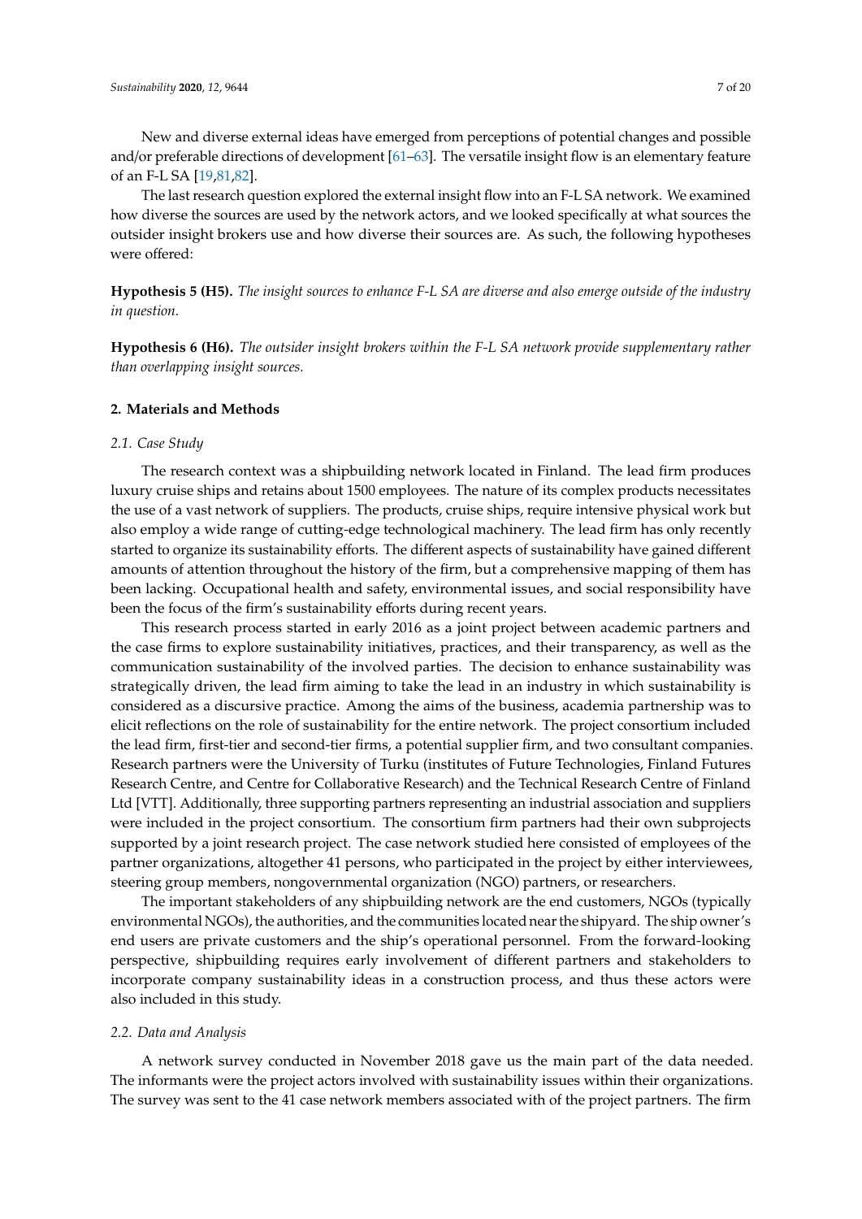New and diverse external ideas have emerged from perceptions of potential changes and possible and/or preferable directions of development [61–63]. The versatile insight flow is an elementary feature of an F-L SA [19,81,82].

The last research question explored the external insight flow into an F-L SA network. We examined how diverse the sources are used by the network actors, and we looked specifically at what sources the outsider insight brokers use and how diverse their sources are. As such, the following hypotheses were offered:

**Hypothesis 5 (H5).** *The insight sources to enhance F-L SA are diverse and also emerge outside of the industry in question.*

**Hypothesis 6 (H6).** *The outsider insight brokers within the F-L SA network provide supplementary rather than overlapping insight sources.*

## 2. Materials and Methods

### *2.1. Case Study*

The research context was a shipbuilding network located in Finland. The lead firm produces luxury cruise ships and retains about 1500 employees. The nature of its complex products necessitates the use of a vast network of suppliers. The products, cruise ships, require intensive physical work but also employ a wide range of cutting-edge technological machinery. The lead firm has only recently started to organize its sustainability efforts. The different aspects of sustainability have gained different amounts of attention throughout the history of the firm, but a comprehensive mapping of them has been lacking. Occupational health and safety, environmental issues, and social responsibility have been the focus of the firm's sustainability efforts during recent years.

This research process started in early 2016 as a joint project between academic partners and the case firms to explore sustainability initiatives, practices, and their transparency, as well as the communication sustainability of the involved parties. The decision to enhance sustainability was strategically driven, the lead firm aiming to take the lead in an industry in which sustainability is considered as a discursive practice. Among the aims of the business, academia partnership was to elicit reflections on the role of sustainability for the entire network. The project consortium included the lead firm, first-tier and second-tier firms, a potential supplier firm, and two consultant companies. Research partners were the University of Turku (institutes of Future Technologies, Finland Futures Research Centre, and Centre for Collaborative Research) and the Technical Research Centre of Finland Ltd [VTT]. Additionally, three supporting partners representing an industrial association and suppliers were included in the project consortium. The consortium firm partners had their own subprojects supported by a joint research project. The case network studied here consisted of employees of the partner organizations, altogether 41 persons, who participated in the project by either interviewees, steering group members, nongovernmental organization (NGO) partners, or researchers.

The important stakeholders of any shipbuilding network are the end customers, NGOs (typically environmental NGOs), the authorities, and the communities located near the shipyard. The ship owner's end users are private customers and the ship's operational personnel. From the forward-looking perspective, shipbuilding requires early involvement of different partners and stakeholders to incorporate company sustainability ideas in a construction process, and thus these actors were also included in this study.

### *2.2. Data and Analysis*

A network survey conducted in November 2018 gave us the main part of the data needed. The informants were the project actors involved with sustainability issues within their organizations. The survey was sent to the 41 case network members associated with of the project partners. The firm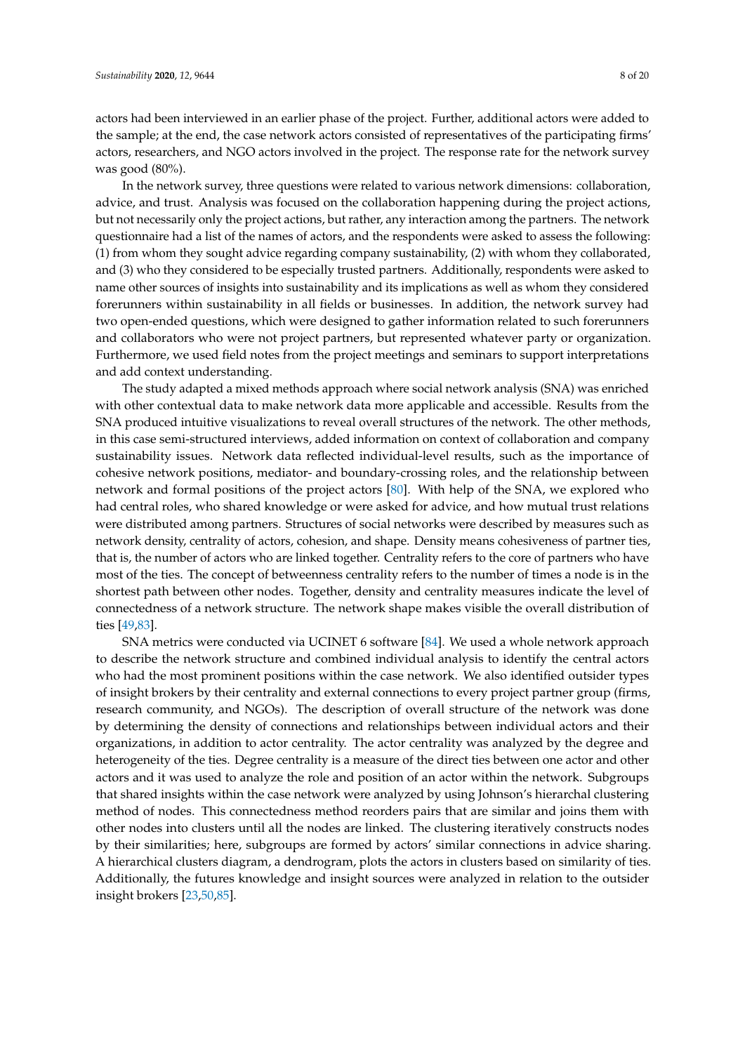actors had been interviewed in an earlier phase of the project. Further, additional actors were added to the sample; at the end, the case network actors consisted of representatives of the participating firms' actors, researchers, and NGO actors involved in the project. The response rate for the network survey was good (80%).

In the network survey, three questions were related to various network dimensions: collaboration, advice, and trust. Analysis was focused on the collaboration happening during the project actions, but not necessarily only the project actions, but rather, any interaction among the partners. The network questionnaire had a list of the names of actors, and the respondents were asked to assess the following: (1) from whom they sought advice regarding company sustainability, (2) with whom they collaborated, and (3) who they considered to be especially trusted partners. Additionally, respondents were asked to name other sources of insights into sustainability and its implications as well as whom they considered forerunners within sustainability in all fields or businesses. In addition, the network survey had two open-ended questions, which were designed to gather information related to such forerunners and collaborators who were not project partners, but represented whatever party or organization. Furthermore, we used field notes from the project meetings and seminars to support interpretations and add context understanding.

The study adapted a mixed methods approach where social network analysis (SNA) was enriched with other contextual data to make network data more applicable and accessible. Results from the SNA produced intuitive visualizations to reveal overall structures of the network. The other methods, in this case semi-structured interviews, added information on context of collaboration and company sustainability issues. Network data reflected individual-level results, such as the importance of cohesive network positions, mediator- and boundary-crossing roles, and the relationship between network and formal positions of the project actors [80]. With help of the SNA, we explored who had central roles, who shared knowledge or were asked for advice, and how mutual trust relations were distributed among partners. Structures of social networks were described by measures such as network density, centrality of actors, cohesion, and shape. Density means cohesiveness of partner ties, that is, the number of actors who are linked together. Centrality refers to the core of partners who have most of the ties. The concept of betweenness centrality refers to the number of times a node is in the shortest path between other nodes. Together, density and centrality measures indicate the level of connectedness of a network structure. The network shape makes visible the overall distribution of ties [49,83].

SNA metrics were conducted via UCINET 6 software [84]. We used a whole network approach to describe the network structure and combined individual analysis to identify the central actors who had the most prominent positions within the case network. We also identified outsider types of insight brokers by their centrality and external connections to every project partner group (firms, research community, and NGOs). The description of overall structure of the network was done by determining the density of connections and relationships between individual actors and their organizations, in addition to actor centrality. The actor centrality was analyzed by the degree and heterogeneity of the ties. Degree centrality is a measure of the direct ties between one actor and other actors and it was used to analyze the role and position of an actor within the network. Subgroups that shared insights within the case network were analyzed by using Johnson's hierarchal clustering method of nodes. This connectedness method reorders pairs that are similar and joins them with other nodes into clusters until all the nodes are linked. The clustering iteratively constructs nodes by their similarities; here, subgroups are formed by actors' similar connections in advice sharing. A hierarchical clusters diagram, a dendrogram, plots the actors in clusters based on similarity of ties. Additionally, the futures knowledge and insight sources were analyzed in relation to the outsider insight brokers [23,50,85].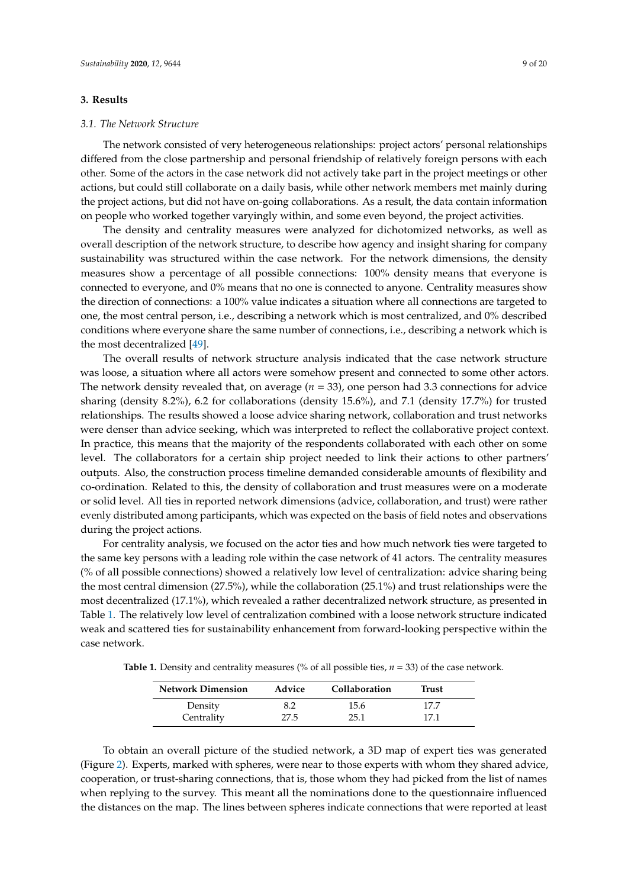## 3. Results

### 3.1. The Network Structure

The network consisted of very heterogeneous relationships: project actors' personal relationships differed from the close partnership and personal friendship of relatively foreign persons with each other. Some of the actors in the case network did not actively take part in the project meetings or other actions, but could still collaborate on a daily basis, while other network members met mainly during the project actions, but did not have on-going collaborations. As a result, the data contain information on people who worked together varyingly within, and some even beyond, the project activities.

The density and centrality measures were analyzed for dichotomized networks, as well as overall description of the network structure, to describe how agency and insight sharing for company sustainability was structured within the case network. For the network dimensions, the density measures show a percentage of all possible connections: 100% density means that everyone is connected to everyone, and 0% means that no one is connected to anyone. Centrality measures show the direction of connections: a 100% value indicates a situation where all connections are targeted to one, the most central person, i.e., describing a network which is most centralized, and 0% described conditions where everyone share the same number of connections, i.e., describing a network which is the most decentralized [49].

The overall results of network structure analysis indicated that the case network structure was loose, a situation where all actors were somehow present and connected to some other actors. The network density revealed that, on average ($n$ = 33), one person had 3.3 connections for advice sharing (density 8.2%), 6.2 for collaborations (density 15.6%), and 7.1 (density 17.7%) for trusted relationships. The results showed a loose advice sharing network, collaboration and trust networks were denser than advice seeking, which was interpreted to reflect the collaborative project context. In practice, this means that the majority of the respondents collaborated with each other on some level. The collaborators for a certain ship project needed to link their actions to other partners' outputs. Also, the construction process timeline demanded considerable amounts of flexibility and co-ordination. Related to this, the density of collaboration and trust measures were on a moderate or solid level. All ties in reported network dimensions (advice, collaboration, and trust) were rather evenly distributed among participants, which was expected on the basis of field notes and observations during the project actions.

For centrality analysis, we focused on the actor ties and how much network ties were targeted to the same key persons with a leading role within the case network of 41 actors. The centrality measures (% of all possible connections) showed a relatively low level of centralization: advice sharing being the most central dimension (27.5%), while the collaboration (25.1%) and trust relationships were the most decentralized (17.1%), which revealed a rather decentralized network structure, as presented in Table 1. The relatively low level of centralization combined with a loose network structure indicated weak and scattered ties for sustainability enhancement from forward-looking perspective within the case network.

**Table 1.** Density and centrality measures (% of all possible ties, $n$ = 33) of the case network.

| Network Dimension | Advice | Collaboration | Trust |
| --- | --- | --- | --- |
| Density | 8.2 | 15.6 | 17.7 |
| Centrality | 27.5 | 25.1 | 17.1 |

To obtain an overall picture of the studied network, a 3D map of expert ties was generated (Figure 2). Experts, marked with spheres, were near to those experts with whom they shared advice, cooperation, or trust-sharing connections, that is, those whom they had picked from the list of names when replying to the survey. This meant all the nominations done to the questionnaire influenced the distances on the map. The lines between spheres indicate connections that were reported at least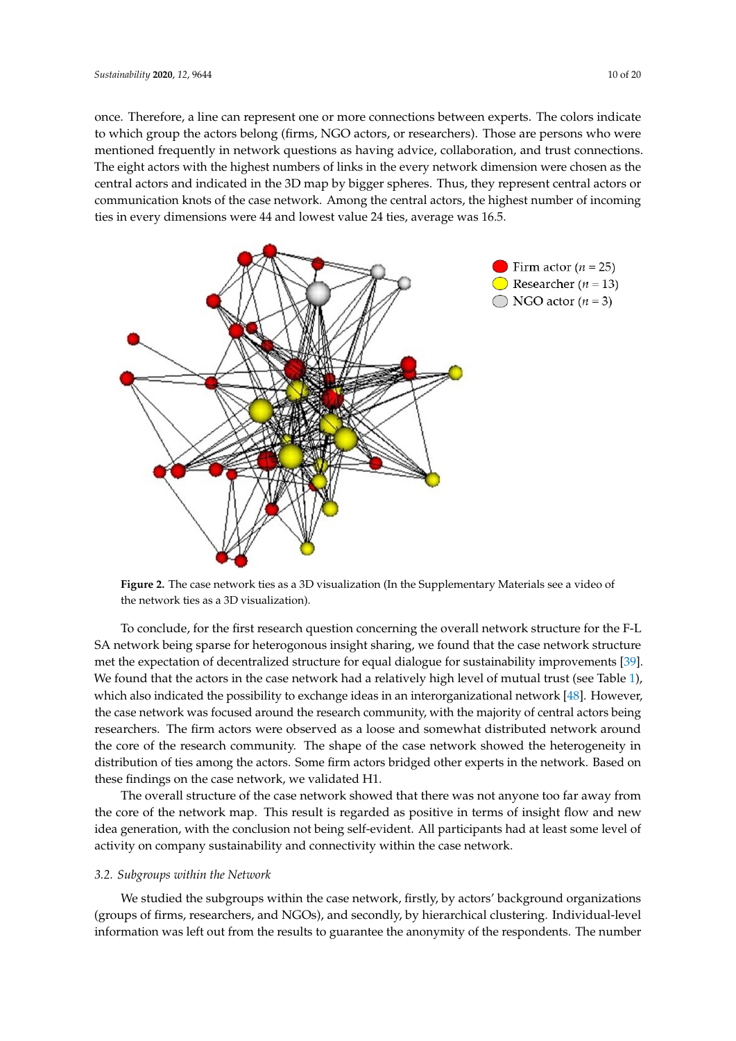once. Therefore, a line can represent one or more connections between experts. The colors indicate to which group the actors belong (firms, NGO actors, or researchers). Those are persons who were mentioned frequently in network questions as having advice, collaboration, and trust connections. The eight actors with the highest numbers of links in the every network dimension were chosen as the central actors and indicated in the 3D map by bigger spheres. Thus, they represent central actors or communication knots of the case network. Among the central actors, the highest number of incoming ties in every dimensions were 44 and lowest value 24 ties, average was 16.5.

**Figure 2.** The case network ties as a 3D visualization (In the Supplementary Materials see a video of the network ties as a 3D visualization).

To conclude, for the first research question concerning the overall network structure for the F-L SA network being sparse for heterogonous insight sharing, we found that the case network structure met the expectation of decentralized structure for equal dialogue for sustainability improvements [39]. We found that the actors in the case network had a relatively high level of mutual trust (see Table 1), which also indicated the possibility to exchange ideas in an interorganizational network [48]. However, the case network was focused around the research community, with the majority of central actors being researchers. The firm actors were observed as a loose and somewhat distributed network around the core of the research community. The shape of the case network showed the heterogeneity in distribution of ties among the actors. Some firm actors bridged other experts in the network. Based on these findings on the case network, we validated H1.

The overall structure of the case network showed that there was not anyone too far away from the core of the network map. This result is regarded as positive in terms of insight flow and new idea generation, with the conclusion not being self-evident. All participants had at least some level of activity on company sustainability and connectivity within the case network.

### 3.2. Subgroups within the Network

We studied the subgroups within the case network, firstly, by actors' background organizations (groups of firms, researchers, and NGOs), and secondly, by hierarchical clustering. Individual-level information was left out from the results to guarantee the anonymity of the respondents. The number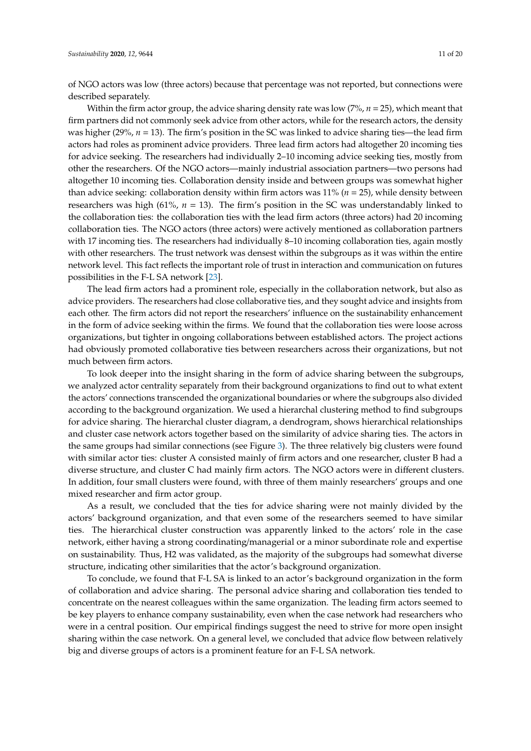of NGO actors was low (three actors) because that percentage was not reported, but connections were described separately.

Within the firm actor group, the advice sharing density rate was low (7%, *n* = 25), which meant that firm partners did not commonly seek advice from other actors, while for the research actors, the density was higher (29%, *n* = 13). The firm's position in the SC was linked to advice sharing ties—the lead firm actors had roles as prominent advice providers. Three lead firm actors had altogether 20 incoming ties for advice seeking. The researchers had individually 2–10 incoming advice seeking ties, mostly from other the researchers. Of the NGO actors—mainly industrial association partners—two persons had altogether 10 incoming ties. Collaboration density inside and between groups was somewhat higher than advice seeking: collaboration density within firm actors was 11% (*n* = 25), while density between researchers was high (61%, *n* = 13). The firm's position in the SC was understandably linked to the collaboration ties: the collaboration ties with the lead firm actors (three actors) had 20 incoming collaboration ties. The NGO actors (three actors) were actively mentioned as collaboration partners with 17 incoming ties. The researchers had individually 8–10 incoming collaboration ties, again mostly with other researchers. The trust network was densest within the subgroups as it was within the entire network level. This fact reflects the important role of trust in interaction and communication on futures possibilities in the F-L SA network [23].

The lead firm actors had a prominent role, especially in the collaboration network, but also as advice providers. The researchers had close collaborative ties, and they sought advice and insights from each other. The firm actors did not report the researchers' influence on the sustainability enhancement in the form of advice seeking within the firms. We found that the collaboration ties were loose across organizations, but tighter in ongoing collaborations between established actors. The project actions had obviously promoted collaborative ties between researchers across their organizations, but not much between firm actors.

To look deeper into the insight sharing in the form of advice sharing between the subgroups, we analyzed actor centrality separately from their background organizations to find out to what extent the actors' connections transcended the organizational boundaries or where the subgroups also divided according to the background organization. We used a hierarchal clustering method to find subgroups for advice sharing. The hierarchal cluster diagram, a dendrogram, shows hierarchical relationships and cluster case network actors together based on the similarity of advice sharing ties. The actors in the same groups had similar connections (see Figure 3). The three relatively big clusters were found with similar actor ties: cluster A consisted mainly of firm actors and one researcher, cluster B had a diverse structure, and cluster C had mainly firm actors. The NGO actors were in different clusters. In addition, four small clusters were found, with three of them mainly researchers' groups and one mixed researcher and firm actor group.

As a result, we concluded that the ties for advice sharing were not mainly divided by the actors' background organization, and that even some of the researchers seemed to have similar ties. The hierarchical cluster construction was apparently linked to the actors' role in the case network, either having a strong coordinating/managerial or a minor subordinate role and expertise on sustainability. Thus, H2 was validated, as the majority of the subgroups had somewhat diverse structure, indicating other similarities that the actor's background organization.

To conclude, we found that F-L SA is linked to an actor's background organization in the form of collaboration and advice sharing. The personal advice sharing and collaboration ties tended to concentrate on the nearest colleagues within the same organization. The leading firm actors seemed to be key players to enhance company sustainability, even when the case network had researchers who were in a central position. Our empirical findings suggest the need to strive for more open insight sharing within the case network. On a general level, we concluded that advice flow between relatively big and diverse groups of actors is a prominent feature for an F-L SA network.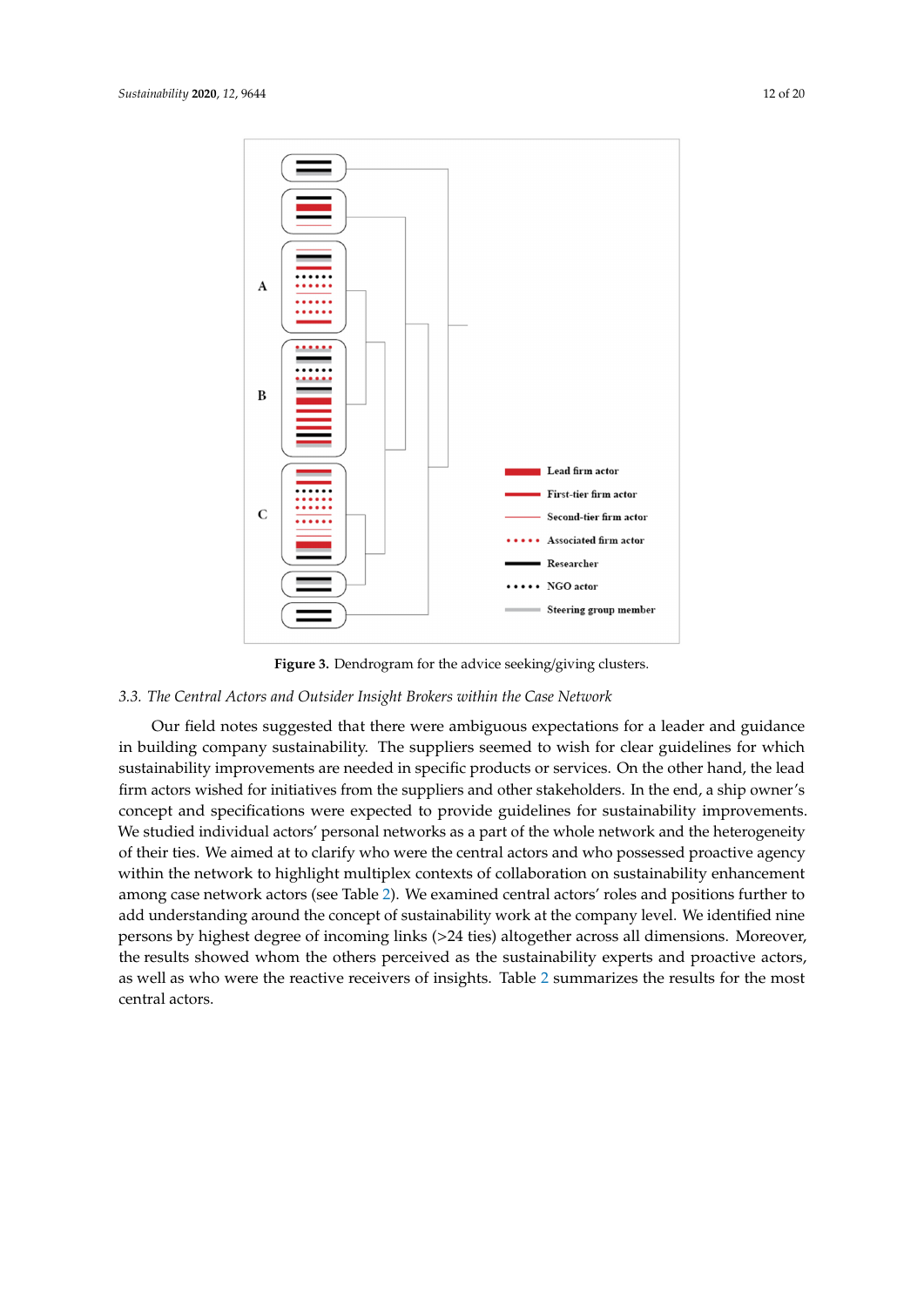**Figure 3.** Dendrogram for the advice seeking/giving clusters.

### 3.3. The Central Actors and Outsider Insight Brokers within the Case Network

Our field notes suggested that there were ambiguous expectations for a leader and guidance in building company sustainability. The suppliers seemed to wish for clear guidelines for which sustainability improvements are needed in specific products or services. On the other hand, the lead firm actors wished for initiatives from the suppliers and other stakeholders. In the end, a ship owner's concept and specifications were expected to provide guidelines for sustainability improvements. We studied individual actors' personal networks as a part of the whole network and the heterogeneity of their ties. We aimed at to clarify who were the central actors and who possessed proactive agency within the network to highlight multiplex contexts of collaboration on sustainability enhancement among case network actors (see Table 2). We examined central actors' roles and positions further to add understanding around the concept of sustainability work at the company level. We identified nine persons by highest degree of incoming links (>24 ties) altogether across all dimensions. Moreover, the results showed whom the others perceived as the sustainability experts and proactive actors, as well as who were the reactive receivers of insights. Table 2 summarizes the results for the most central actors.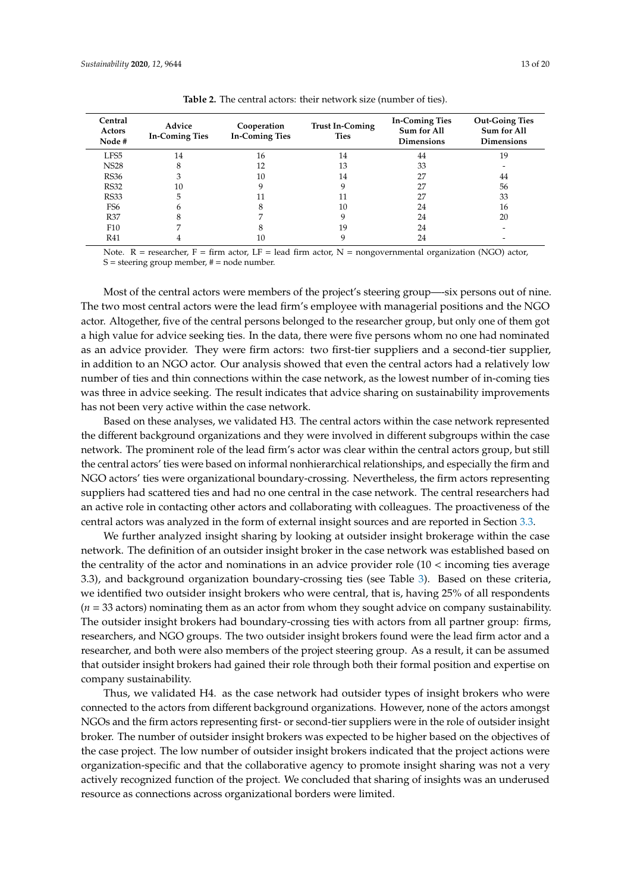**Table 2.** The central actors: their network size (number of ties).

| Central Actors Node # | Advice In-Coming Ties | Cooperation In-Coming Ties | Trust In-Coming Ties | In-Coming Ties Sum for All Dimensions | Out-Going Ties Sum for All Dimensions |
|---|---|---|---|---|---|
| LFS5 | 14 | 16 | 14 | 44 | 19 |
| NS28 | 8 | 12 | 13 | 33 | - |
| RS36 | 3 | 10 | 14 | 27 | 44 |
| RS32 | 10 | 9 | 9 | 27 | 56 |
| RS33 | 5 | 11 | 11 | 27 | 33 |
| FS6 | 6 | 8 | 10 | 24 | 16 |
| R37 | 8 | 7 | 9 | 24 | 20 |
| F10 | 7 | 8 | 19 | 24 | - |
| R41 | 4 | 10 | 9 | 24 | - |

Note. R = researcher, F = firm actor, LF = lead firm actor, N = nongovernmental organization (NGO) actor, S = steering group member, # = node number.

Most of the central actors were members of the project's steering group—-six persons out of nine. The two most central actors were the lead firm's employee with managerial positions and the NGO actor. Altogether, five of the central persons belonged to the researcher group, but only one of them got a high value for advice seeking ties. In the data, there were five persons whom no one had nominated as an advice provider. They were firm actors: two first-tier suppliers and a second-tier supplier, in addition to an NGO actor. Our analysis showed that even the central actors had a relatively low number of ties and thin connections within the case network, as the lowest number of in-coming ties was three in advice seeking. The result indicates that advice sharing on sustainability improvements has not been very active within the case network.

Based on these analyses, we validated H3. The central actors within the case network represented the different background organizations and they were involved in different subgroups within the case network. The prominent role of the lead firm's actor was clear within the central actors group, but still the central actors' ties were based on informal nonhierarchical relationships, and especially the firm and NGO actors' ties were organizational boundary-crossing. Nevertheless, the firm actors representing suppliers had scattered ties and had no one central in the case network. The central researchers had an active role in contacting other actors and collaborating with colleagues. The proactiveness of the central actors was analyzed in the form of external insight sources and are reported in Section 3.3.

We further analyzed insight sharing by looking at outsider insight brokerage within the case network. The definition of an outsider insight broker in the case network was established based on the centrality of the actor and nominations in an advice provider role (10 < incoming ties average 3.3), and background organization boundary-crossing ties (see Table 3). Based on these criteria, we identified two outsider insight brokers who were central, that is, having 25% of all respondents ($n$ = 33 actors) nominating them as an actor from whom they sought advice on company sustainability. The outsider insight brokers had boundary-crossing ties with actors from all partner group: firms, researchers, and NGO groups. The two outsider insight brokers found were the lead firm actor and a researcher, and both were also members of the project steering group. As a result, it can be assumed that outsider insight brokers had gained their role through both their formal position and expertise on company sustainability.

Thus, we validated H4. as the case network had outsider types of insight brokers who were connected to the actors from different background organizations. However, none of the actors amongst NGOs and the firm actors representing first- or second-tier suppliers were in the role of outsider insight broker. The number of outsider insight brokers was expected to be higher based on the objectives of the case project. The low number of outsider insight brokers indicated that the project actions were organization-specific and that the collaborative agency to promote insight sharing was not a very actively recognized function of the project. We concluded that sharing of insights was an underused resource as connections across organizational borders were limited.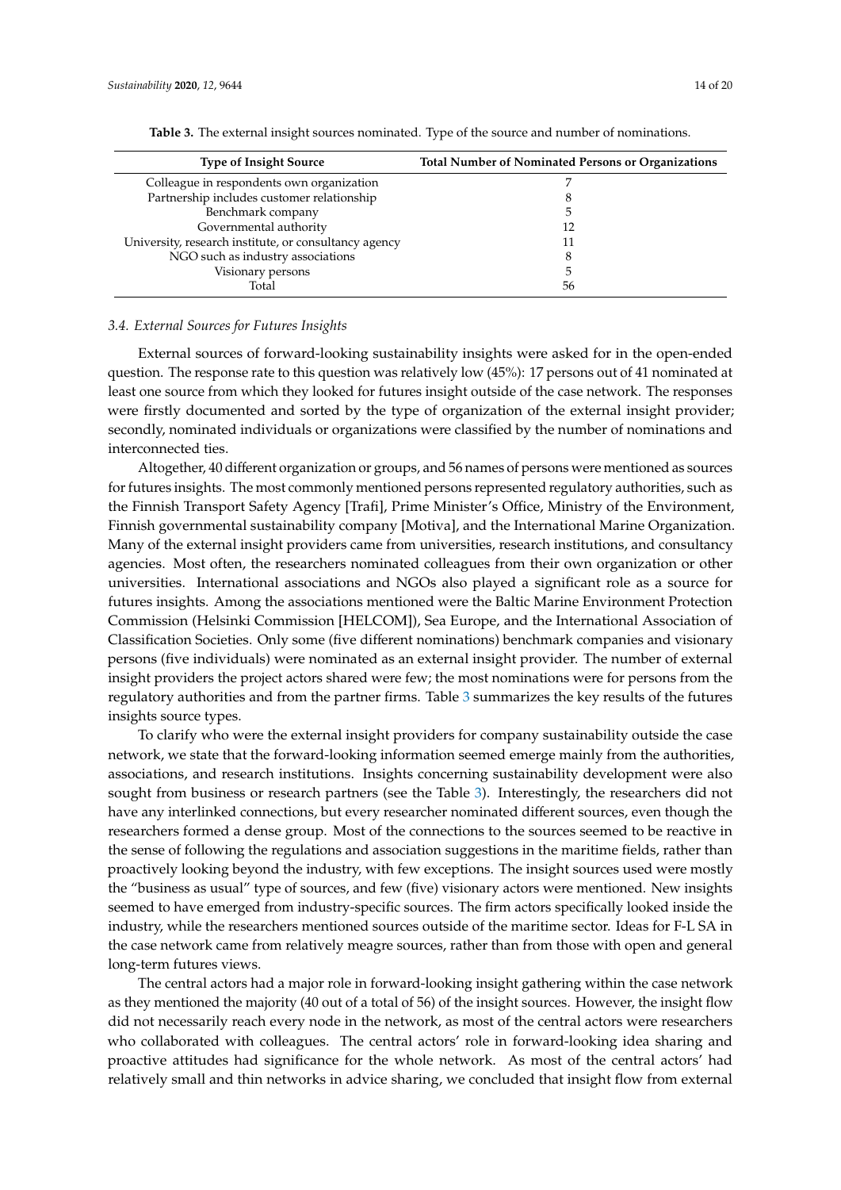**Table 3.** The external insight sources nominated. Type of the source and number of nominations.

| Type of Insight Source | Total Number of Nominated Persons or Organizations |
|---|---|
| Colleague in respondents own organization | 7 |
| Partnership includes customer relationship | 8 |
| Benchmark company | 5 |
| Governmental authority | 12 |
| University, research institute, or consultancy agency | 11 |
| NGO such as industry associations | 8 |
| Visionary persons | 5 |
| Total | 56 |

### 3.4. External Sources for Futures Insights

External sources of forward-looking sustainability insights were asked for in the open-ended question. The response rate to this question was relatively low (45%): 17 persons out of 41 nominated at least one source from which they looked for futures insight outside of the case network. The responses were firstly documented and sorted by the type of organization of the external insight provider; secondly, nominated individuals or organizations were classified by the number of nominations and interconnected ties.

Altogether, 40 different organization or groups, and 56 names of persons were mentioned as sources for futures insights. The most commonly mentioned persons represented regulatory authorities, such as the Finnish Transport Safety Agency [Trafi], Prime Minister's Office, Ministry of the Environment, Finnish governmental sustainability company [Motiva], and the International Marine Organization. Many of the external insight providers came from universities, research institutions, and consultancy agencies. Most often, the researchers nominated colleagues from their own organization or other universities. International associations and NGOs also played a significant role as a source for futures insights. Among the associations mentioned were the Baltic Marine Environment Protection Commission (Helsinki Commission [HELCOM]), Sea Europe, and the International Association of Classification Societies. Only some (five different nominations) benchmark companies and visionary persons (five individuals) were nominated as an external insight provider. The number of external insight providers the project actors shared were few; the most nominations were for persons from the regulatory authorities and from the partner firms. Table 3 summarizes the key results of the futures insights source types.

To clarify who were the external insight providers for company sustainability outside the case network, we state that the forward-looking information seemed emerge mainly from the authorities, associations, and research institutions. Insights concerning sustainability development were also sought from business or research partners (see the Table 3). Interestingly, the researchers did not have any interlinked connections, but every researcher nominated different sources, even though the researchers formed a dense group. Most of the connections to the sources seemed to be reactive in the sense of following the regulations and association suggestions in the maritime fields, rather than proactively looking beyond the industry, with few exceptions. The insight sources used were mostly the "business as usual" type of sources, and few (five) visionary actors were mentioned. New insights seemed to have emerged from industry-specific sources. The firm actors specifically looked inside the industry, while the researchers mentioned sources outside of the maritime sector. Ideas for F-L SA in the case network came from relatively meagre sources, rather than from those with open and general long-term futures views.

The central actors had a major role in forward-looking insight gathering within the case network as they mentioned the majority (40 out of a total of 56) of the insight sources. However, the insight flow did not necessarily reach every node in the network, as most of the central actors were researchers who collaborated with colleagues. The central actors' role in forward-looking idea sharing and proactive attitudes had significance for the whole network. As most of the central actors' had relatively small and thin networks in advice sharing, we concluded that insight flow from external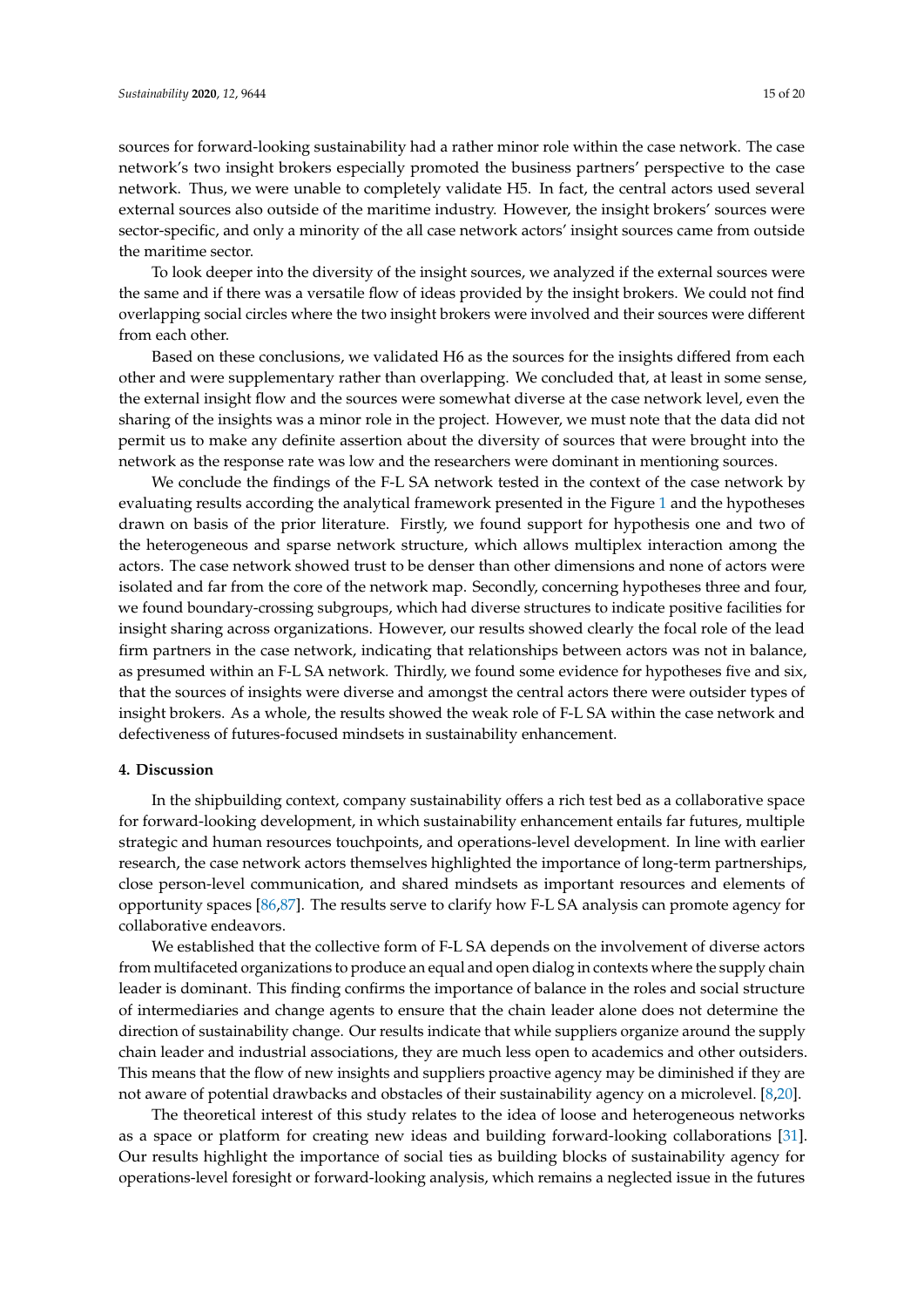sources for forward-looking sustainability had a rather minor role within the case network. The case network's two insight brokers especially promoted the business partners' perspective to the case network. Thus, we were unable to completely validate H5. In fact, the central actors used several external sources also outside of the maritime industry. However, the insight brokers' sources were sector-specific, and only a minority of the all case network actors' insight sources came from outside the maritime sector.

To look deeper into the diversity of the insight sources, we analyzed if the external sources were the same and if there was a versatile flow of ideas provided by the insight brokers. We could not find overlapping social circles where the two insight brokers were involved and their sources were different from each other.

Based on these conclusions, we validated H6 as the sources for the insights differed from each other and were supplementary rather than overlapping. We concluded that, at least in some sense, the external insight flow and the sources were somewhat diverse at the case network level, even the sharing of the insights was a minor role in the project. However, we must note that the data did not permit us to make any definite assertion about the diversity of sources that were brought into the network as the response rate was low and the researchers were dominant in mentioning sources.

We conclude the findings of the F-L SA network tested in the context of the case network by evaluating results according the analytical framework presented in the Figure 1 and the hypotheses drawn on basis of the prior literature. Firstly, we found support for hypothesis one and two of the heterogeneous and sparse network structure, which allows multiplex interaction among the actors. The case network showed trust to be denser than other dimensions and none of actors were isolated and far from the core of the network map. Secondly, concerning hypotheses three and four, we found boundary-crossing subgroups, which had diverse structures to indicate positive facilities for insight sharing across organizations. However, our results showed clearly the focal role of the lead firm partners in the case network, indicating that relationships between actors was not in balance, as presumed within an F-L SA network. Thirdly, we found some evidence for hypotheses five and six, that the sources of insights were diverse and amongst the central actors there were outsider types of insight brokers. As a whole, the results showed the weak role of F-L SA within the case network and defectiveness of futures-focused mindsets in sustainability enhancement.

## 4. Discussion

In the shipbuilding context, company sustainability offers a rich test bed as a collaborative space for forward-looking development, in which sustainability enhancement entails far futures, multiple strategic and human resources touchpoints, and operations-level development. In line with earlier research, the case network actors themselves highlighted the importance of long-term partnerships, close person-level communication, and shared mindsets as important resources and elements of opportunity spaces [86,87]. The results serve to clarify how F-L SA analysis can promote agency for collaborative endeavors.

We established that the collective form of F-L SA depends on the involvement of diverse actors from multifaceted organizations to produce an equal and open dialog in contexts where the supply chain leader is dominant. This finding confirms the importance of balance in the roles and social structure of intermediaries and change agents to ensure that the chain leader alone does not determine the direction of sustainability change. Our results indicate that while suppliers organize around the supply chain leader and industrial associations, they are much less open to academics and other outsiders. This means that the flow of new insights and suppliers proactive agency may be diminished if they are not aware of potential drawbacks and obstacles of their sustainability agency on a microlevel. [8,20].

The theoretical interest of this study relates to the idea of loose and heterogeneous networks as a space or platform for creating new ideas and building forward-looking collaborations [31]. Our results highlight the importance of social ties as building blocks of sustainability agency for operations-level foresight or forward-looking analysis, which remains a neglected issue in the futures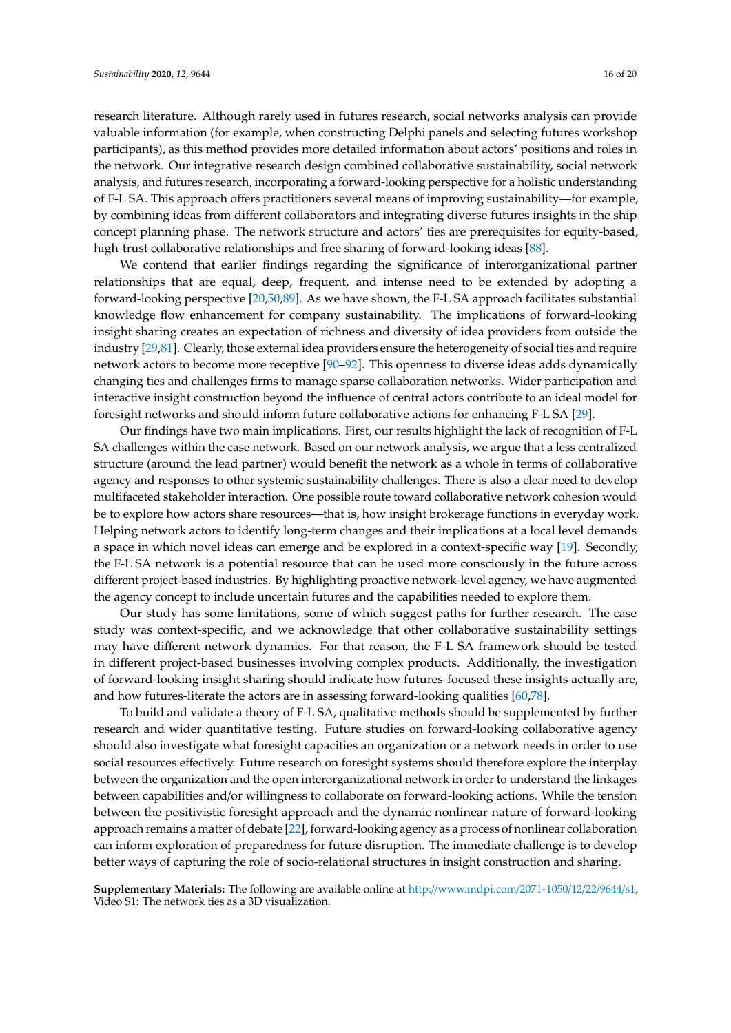research literature. Although rarely used in futures research, social networks analysis can provide valuable information (for example, when constructing Delphi panels and selecting futures workshop participants), as this method provides more detailed information about actors' positions and roles in the network. Our integrative research design combined collaborative sustainability, social network analysis, and futures research, incorporating a forward-looking perspective for a holistic understanding of F-L SA. This approach offers practitioners several means of improving sustainability—for example, by combining ideas from different collaborators and integrating diverse futures insights in the ship concept planning phase. The network structure and actors' ties are prerequisites for equity-based, high-trust collaborative relationships and free sharing of forward-looking ideas [88].

We contend that earlier findings regarding the significance of interorganizational partner relationships that are equal, deep, frequent, and intense need to be extended by adopting a forward-looking perspective [20,50,89]. As we have shown, the F-L SA approach facilitates substantial knowledge flow enhancement for company sustainability. The implications of forward-looking insight sharing creates an expectation of richness and diversity of idea providers from outside the industry [29,81]. Clearly, those external idea providers ensure the heterogeneity of social ties and require network actors to become more receptive [90–92]. This openness to diverse ideas adds dynamically changing ties and challenges firms to manage sparse collaboration networks. Wider participation and interactive insight construction beyond the influence of central actors contribute to an ideal model for foresight networks and should inform future collaborative actions for enhancing F-L SA [29].

Our findings have two main implications. First, our results highlight the lack of recognition of F-L SA challenges within the case network. Based on our network analysis, we argue that a less centralized structure (around the lead partner) would benefit the network as a whole in terms of collaborative agency and responses to other systemic sustainability challenges. There is also a clear need to develop multifaceted stakeholder interaction. One possible route toward collaborative network cohesion would be to explore how actors share resources—that is, how insight brokerage functions in everyday work. Helping network actors to identify long-term changes and their implications at a local level demands a space in which novel ideas can emerge and be explored in a context-specific way [19]. Secondly, the F-L SA network is a potential resource that can be used more consciously in the future across different project-based industries. By highlighting proactive network-level agency, we have augmented the agency concept to include uncertain futures and the capabilities needed to explore them.

Our study has some limitations, some of which suggest paths for further research. The case study was context-specific, and we acknowledge that other collaborative sustainability settings may have different network dynamics. For that reason, the F-L SA framework should be tested in different project-based businesses involving complex products. Additionally, the investigation of forward-looking insight sharing should indicate how futures-focused these insights actually are, and how futures-literate the actors are in assessing forward-looking qualities [60,78].

To build and validate a theory of F-L SA, qualitative methods should be supplemented by further research and wider quantitative testing. Future studies on forward-looking collaborative agency should also investigate what foresight capacities an organization or a network needs in order to use social resources effectively. Future research on foresight systems should therefore explore the interplay between the organization and the open interorganizational network in order to understand the linkages between capabilities and/or willingness to collaborate on forward-looking actions. While the tension between the positivistic foresight approach and the dynamic nonlinear nature of forward-looking approach remains a matter of debate [22], forward-looking agency as a process of nonlinear collaboration can inform exploration of preparedness for future disruption. The immediate challenge is to develop better ways of capturing the role of socio-relational structures in insight construction and sharing.

**Supplementary Materials:** The following are available online at http://www.mdpi.com/2071-1050/12/22/9644/s1, Video S1: The network ties as a 3D visualization.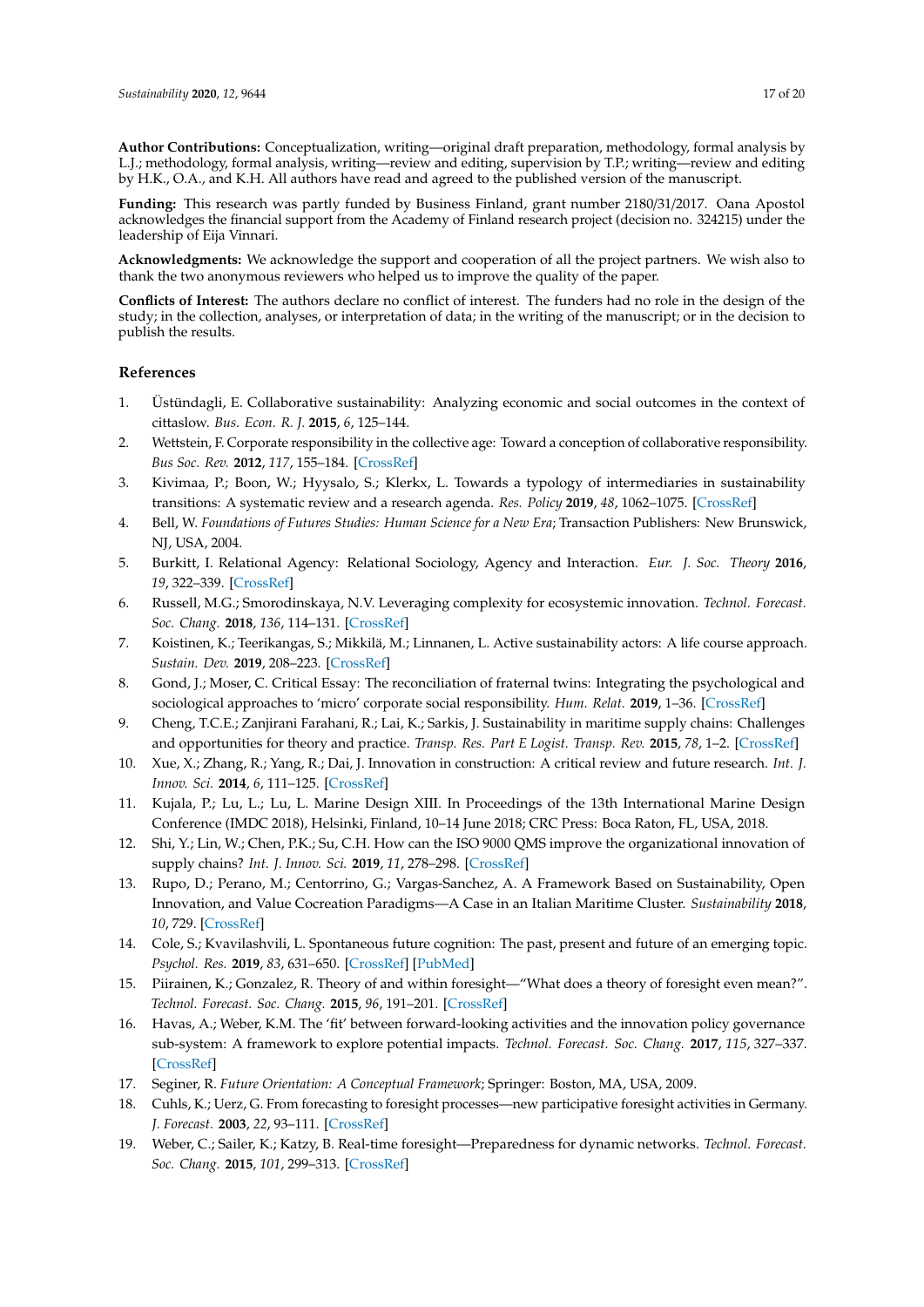**Author Contributions:** Conceptualization, writing—original draft preparation, methodology, formal analysis by L.J.; methodology, formal analysis, writing—review and editing, supervision by T.P.; writing—review and editing by H.K., O.A., and K.H. All authors have read and agreed to the published version of the manuscript.

**Funding:** This research was partly funded by Business Finland, grant number 2180/31/2017. Oana Apostol acknowledges the financial support from the Academy of Finland research project (decision no. 324215) under the leadership of Eija Vinnari.

**Acknowledgments:** We acknowledge the support and cooperation of all the project partners. We wish also to thank the two anonymous reviewers who helped us to improve the quality of the paper.

**Conflicts of Interest:** The authors declare no conflict of interest. The funders had no role in the design of the study; in the collection, analyses, or interpretation of data; in the writing of the manuscript; or in the decision to publish the results.

## References

1. Üstündagli, E. Collaborative sustainability: Analyzing economic and social outcomes in the context of cittaslow. *Bus. Econ. R. J.* **2015**, *6*, 125–144.
2. Wettstein, F. Corporate responsibility in the collective age: Toward a conception of collaborative responsibility. *Bus Soc. Rev.* **2012**, *117*, 155–184. [CrossRef]
3. Kivimaa, P.; Boon, W.; Hyysalo, S.; Klerkx, L. Towards a typology of intermediaries in sustainability transitions: A systematic review and a research agenda. *Res. Policy* **2019**, *48*, 1062–1075. [CrossRef]
4. Bell, W. *Foundations of Futures Studies: Human Science for a New Era*; Transaction Publishers: New Brunswick, NJ, USA, 2004.
5. Burkitt, I. Relational Agency: Relational Sociology, Agency and Interaction. *Eur. J. Soc. Theory* **2016**, *19*, 322–339. [CrossRef]
6. Russell, M.G.; Smorodinskaya, N.V. Leveraging complexity for ecosystemic innovation. *Technol. Forecast. Soc. Chang.* **2018**, *136*, 114–131. [CrossRef]
7. Koistinen, K.; Teerikangas, S.; Mikkilä, M.; Linnanen, L. Active sustainability actors: A life course approach. *Sustain. Dev.* **2019**, 208–223. [CrossRef]
8. Gond, J.; Moser, C. Critical Essay: The reconciliation of fraternal twins: Integrating the psychological and sociological approaches to 'micro' corporate social responsibility. *Hum. Relat.* **2019**, 1–36. [CrossRef]
9. Cheng, T.C.E.; Zanjirani Farahani, R.; Lai, K.; Sarkis, J. Sustainability in maritime supply chains: Challenges and opportunities for theory and practice. *Transp. Res. Part E Logist. Transp. Rev.* **2015**, *78*, 1–2. [CrossRef]
10. Xue, X.; Zhang, R.; Yang, R.; Dai, J. Innovation in construction: A critical review and future research. *Int. J. Innov. Sci.* **2014**, *6*, 111–125. [CrossRef]
11. Kujala, P.; Lu, L.; Lu, L. Marine Design XIII. In Proceedings of the 13th International Marine Design Conference (IMDC 2018), Helsinki, Finland, 10–14 June 2018; CRC Press: Boca Raton, FL, USA, 2018.
12. Shi, Y.; Lin, W.; Chen, P.K.; Su, C.H. How can the ISO 9000 QMS improve the organizational innovation of supply chains? *Int. J. Innov. Sci.* **2019**, *11*, 278–298. [CrossRef]
13. Rupo, D.; Perano, M.; Centorrino, G.; Vargas-Sanchez, A. A Framework Based on Sustainability, Open Innovation, and Value Cocreation Paradigms—A Case in an Italian Maritime Cluster. *Sustainability* **2018**, *10*, 729. [CrossRef]
14. Cole, S.; Kvavilashvili, L. Spontaneous future cognition: The past, present and future of an emerging topic. *Psychol. Res.* **2019**, *83*, 631–650. [CrossRef] [PubMed]
15. Piirainen, K.; Gonzalez, R. Theory of and within foresight—"What does a theory of foresight even mean?". *Technol. Forecast. Soc. Chang.* **2015**, *96*, 191–201. [CrossRef]
16. Havas, A.; Weber, K.M. The 'fit' between forward-looking activities and the innovation policy governance sub-system: A framework to explore potential impacts. *Technol. Forecast. Soc. Chang.* **2017**, *115*, 327–337. [CrossRef]
17. Seginer, R. *Future Orientation: A Conceptual Framework*; Springer: Boston, MA, USA, 2009.
18. Cuhls, K.; Uerz, G. From forecasting to foresight processes—new participative foresight activities in Germany. *J. Forecast.* **2003**, *22*, 93–111. [CrossRef]
19. Weber, C.; Sailer, K.; Katzy, B. Real-time foresight—Preparedness for dynamic networks. *Technol. Forecast. Soc. Chang.* **2015**, *101*, 299–313. [CrossRef]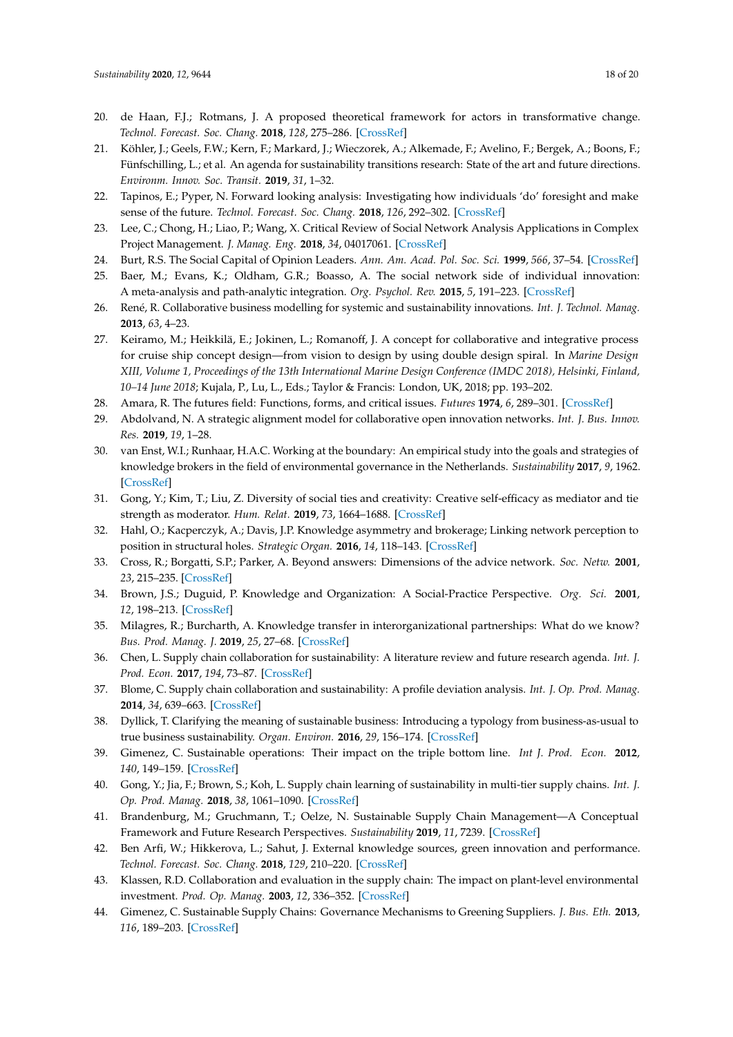20. de Haan, F.J.; Rotmans, J. A proposed theoretical framework for actors in transformative change. *Technol. Forecast. Soc. Chang.* **2018**, *128*, 275–286. [CrossRef]
21. Köhler, J.; Geels, F.W.; Kern, F.; Markard, J.; Wieczorek, A.; Alkemade, F.; Avelino, F.; Bergek, A.; Boons, F.; Fünfschilling, L.; et al. An agenda for sustainability transitions research: State of the art and future directions. *Environm. Innov. Soc. Transit.* **2019**, *31*, 1–32.
22. Tapinos, E.; Pyper, N. Forward looking analysis: Investigating how individuals 'do' foresight and make sense of the future. *Technol. Forecast. Soc. Chang.* **2018**, *126*, 292–302. [CrossRef]
23. Lee, C.; Chong, H.; Liao, P.; Wang, X. Critical Review of Social Network Analysis Applications in Complex Project Management. *J. Manag. Eng.* **2018**, *34*, 04017061. [CrossRef]
24. Burt, R.S. The Social Capital of Opinion Leaders. *Ann. Am. Acad. Pol. Soc. Sci.* **1999**, *566*, 37–54. [CrossRef]
25. Baer, M.; Evans, K.; Oldham, G.R.; Boasso, A. The social network side of individual innovation: A meta-analysis and path-analytic integration. *Org. Psychol. Rev.* **2015**, *5*, 191–223. [CrossRef]
26. René, R. Collaborative business modelling for systemic and sustainability innovations. *Int. J. Technol. Manag.* **2013**, *63*, 4–23.
27. Keiramo, M.; Heikkilä, E.; Jokinen, L.; Romanoff, J. A concept for collaborative and integrative process for cruise ship concept design—from vision to design by using double design spiral. In *Marine Design XIII, Volume 1, Proceedings of the 13th International Marine Design Conference (IMDC 2018), Helsinki, Finland, 10–14 June 2018*; Kujala, P., Lu, L., Eds.; Taylor & Francis: London, UK, 2018; pp. 193–202.
28. Amara, R. The futures field: Functions, forms, and critical issues. *Futures* **1974**, *6*, 289–301. [CrossRef]
29. Abdolvand, N. A strategic alignment model for collaborative open innovation networks. *Int. J. Bus. Innov. Res.* **2019**, *19*, 1–28.
30. van Enst, W.I.; Runhaar, H.A.C. Working at the boundary: An empirical study into the goals and strategies of knowledge brokers in the field of environmental governance in the Netherlands. *Sustainability* **2017**, *9*, 1962. [CrossRef]
31. Gong, Y.; Kim, T.; Liu, Z. Diversity of social ties and creativity: Creative self-efficacy as mediator and tie strength as moderator. *Hum. Relat.* **2019**, *73*, 1664–1688. [CrossRef]
32. Hahl, O.; Kacperczyk, A.; Davis, J.P. Knowledge asymmetry and brokerage; Linking network perception to position in structural holes. *Strategic Organ.* **2016**, *14*, 118–143. [CrossRef]
33. Cross, R.; Borgatti, S.P.; Parker, A. Beyond answers: Dimensions of the advice network. *Soc. Netw.* **2001**, *23*, 215–235. [CrossRef]
34. Brown, J.S.; Duguid, P. Knowledge and Organization: A Social-Practice Perspective. *Org. Sci.* **2001**, *12*, 198–213. [CrossRef]
35. Milagres, R.; Burcharth, A. Knowledge transfer in interorganizational partnerships: What do we know? *Bus. Prod. Manag. J.* **2019**, *25*, 27–68. [CrossRef]
36. Chen, L. Supply chain collaboration for sustainability: A literature review and future research agenda. *Int. J. Prod. Econ.* **2017**, *194*, 73–87. [CrossRef]
37. Blome, C. Supply chain collaboration and sustainability: A profile deviation analysis. *Int. J. Op. Prod. Manag.* **2014**, *34*, 639–663. [CrossRef]
38. Dyllick, T. Clarifying the meaning of sustainable business: Introducing a typology from business-as-usual to true business sustainability. *Organ. Environ.* **2016**, *29*, 156–174. [CrossRef]
39. Gimenez, C. Sustainable operations: Their impact on the triple bottom line. *Int J. Prod. Econ.* **2012**, *140*, 149–159. [CrossRef]
40. Gong, Y.; Jia, F.; Brown, S.; Koh, L. Supply chain learning of sustainability in multi-tier supply chains. *Int. J. Op. Prod. Manag.* **2018**, *38*, 1061–1090. [CrossRef]
41. Brandenburg, M.; Gruchmann, T.; Oelze, N. Sustainable Supply Chain Management—A Conceptual Framework and Future Research Perspectives. *Sustainability* **2019**, *11*, 7239. [CrossRef]
42. Ben Arfi, W.; Hikkerova, L.; Sahut, J. External knowledge sources, green innovation and performance. *Technol. Forecast. Soc. Chang.* **2018**, *129*, 210–220. [CrossRef]
43. Klassen, R.D. Collaboration and evaluation in the supply chain: The impact on plant-level environmental investment. *Prod. Op. Manag.* **2003**, *12*, 336–352. [CrossRef]
44. Gimenez, C. Sustainable Supply Chains: Governance Mechanisms to Greening Suppliers. *J. Bus. Eth.* **2013**, *116*, 189–203. [CrossRef]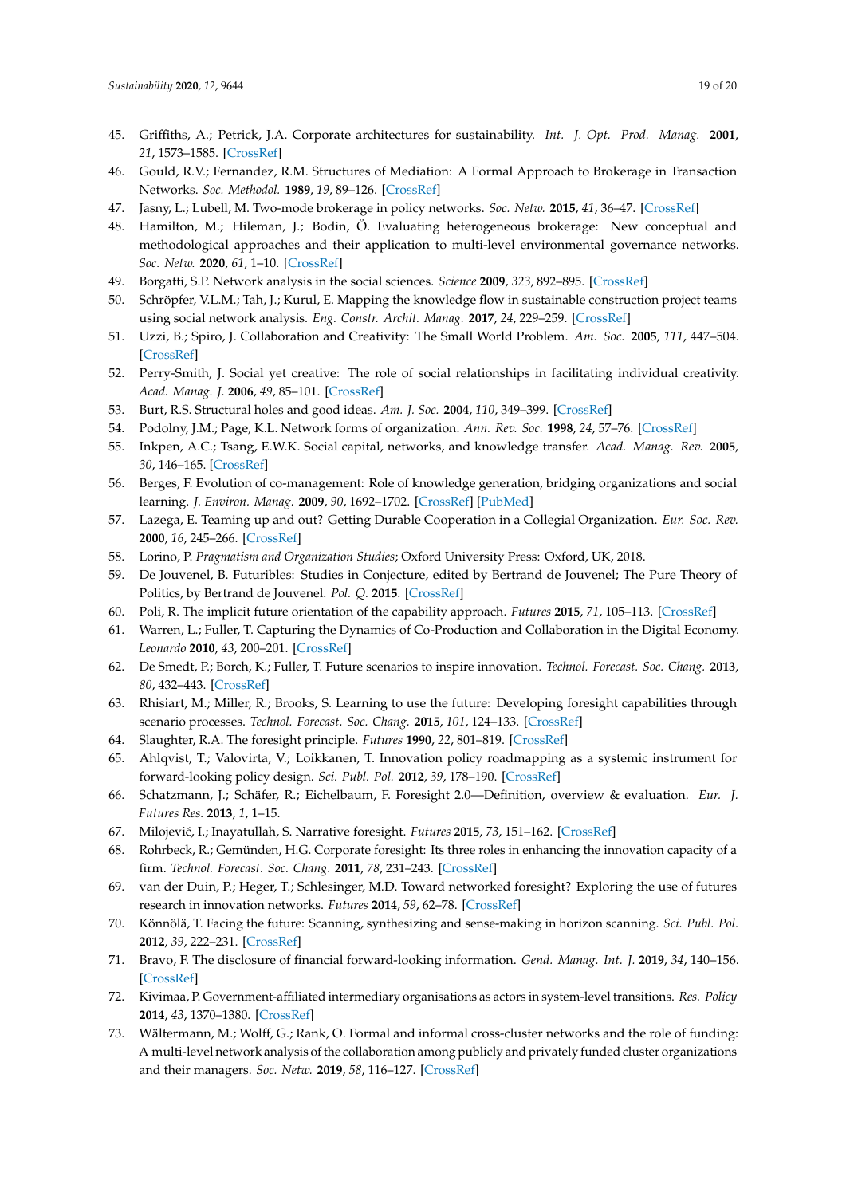45. Griffiths, A.; Petrick, J.A. Corporate architectures for sustainability. *Int. J. Opt. Prod. Manag.* **2001**, *21*, 1573–1585. [CrossRef]
46. Gould, R.V.; Fernandez, R.M. Structures of Mediation: A Formal Approach to Brokerage in Transaction Networks. *Soc. Methodol.* **1989**, *19*, 89–126. [CrossRef]
47. Jasny, L.; Lubell, M. Two-mode brokerage in policy networks. *Soc. Netw.* **2015**, *41*, 36–47. [CrossRef]
48. Hamilton, M.; Hileman, J.; Bodin, Ö. Evaluating heterogeneous brokerage: New conceptual and methodological approaches and their application to multi-level environmental governance networks. *Soc. Netw.* **2020**, *61*, 1–10. [CrossRef]
49. Borgatti, S.P. Network analysis in the social sciences. *Science* **2009**, *323*, 892–895. [CrossRef]
50. Schröpfer, V.L.M.; Tah, J.; Kurul, E. Mapping the knowledge flow in sustainable construction project teams using social network analysis. *Eng. Constr. Archit. Manag.* **2017**, *24*, 229–259. [CrossRef]
51. Uzzi, B.; Spiro, J. Collaboration and Creativity: The Small World Problem. *Am. Soc.* **2005**, *111*, 447–504. [CrossRef]
52. Perry-Smith, J. Social yet creative: The role of social relationships in facilitating individual creativity. *Acad. Manag. J.* **2006**, *49*, 85–101. [CrossRef]
53. Burt, R.S. Structural holes and good ideas. *Am. J. Soc.* **2004**, *110*, 349–399. [CrossRef]
54. Podolny, J.M.; Page, K.L. Network forms of organization. *Ann. Rev. Soc.* **1998**, *24*, 57–76. [CrossRef]
55. Inkpen, A.C.; Tsang, E.W.K. Social capital, networks, and knowledge transfer. *Acad. Manag. Rev.* **2005**, *30*, 146–165. [CrossRef]
56. Berges, F. Evolution of co-management: Role of knowledge generation, bridging organizations and social learning. *J. Environ. Manag.* **2009**, *90*, 1692–1702. [CrossRef] [PubMed]
57. Lazega, E. Teaming up and out? Getting Durable Cooperation in a Collegial Organization. *Eur. Soc. Rev.* **2000**, *16*, 245–266. [CrossRef]
58. Lorino, P. *Pragmatism and Organization Studies*; Oxford University Press: Oxford, UK, 2018.
59. De Jouvenel, B. Futuribles: Studies in Conjecture, edited by Bertrand de Jouvenel; The Pure Theory of Politics, by Bertrand de Jouvenel. *Pol. Q.* **2015**. [CrossRef]
60. Poli, R. The implicit future orientation of the capability approach. *Futures* **2015**, *71*, 105–113. [CrossRef]
61. Warren, L.; Fuller, T. Capturing the Dynamics of Co-Production and Collaboration in the Digital Economy. *Leonardo* **2010**, *43*, 200–201. [CrossRef]
62. De Smedt, P.; Borch, K.; Fuller, T. Future scenarios to inspire innovation. *Technol. Forecast. Soc. Chang.* **2013**, *80*, 432–443. [CrossRef]
63. Rhisiart, M.; Miller, R.; Brooks, S. Learning to use the future: Developing foresight capabilities through scenario processes. *Technol. Forecast. Soc. Chang.* **2015**, *101*, 124–133. [CrossRef]
64. Slaughter, R.A. The foresight principle. *Futures* **1990**, *22*, 801–819. [CrossRef]
65. Ahlqvist, T.; Valovirta, V.; Loikkanen, T. Innovation policy roadmapping as a systemic instrument for forward-looking policy design. *Sci. Publ. Pol.* **2012**, *39*, 178–190. [CrossRef]
66. Schatzmann, J.; Schäfer, R.; Eichelbaum, F. Foresight 2.0—Definition, overview & evaluation. *Eur. J. Futures Res.* **2013**, *1*, 1–15.
67. Milojević, I.; Inayatullah, S. Narrative foresight. *Futures* **2015**, *73*, 151–162. [CrossRef]
68. Rohrbeck, R.; Gemünden, H.G. Corporate foresight: Its three roles in enhancing the innovation capacity of a firm. *Technol. Forecast. Soc. Chang.* **2011**, *78*, 231–243. [CrossRef]
69. van der Duin, P.; Heger, T.; Schlesinger, M.D. Toward networked foresight? Exploring the use of futures research in innovation networks. *Futures* **2014**, *59*, 62–78. [CrossRef]
70. Könnölä, T. Facing the future: Scanning, synthesizing and sense-making in horizon scanning. *Sci. Publ. Pol.* **2012**, *39*, 222–231. [CrossRef]
71. Bravo, F. The disclosure of financial forward-looking information. *Gend. Manag. Int. J.* **2019**, *34*, 140–156. [CrossRef]
72. Kivimaa, P. Government-affiliated intermediary organisations as actors in system-level transitions. *Res. Policy* **2014**, *43*, 1370–1380. [CrossRef]
73. Wältermann, M.; Wolff, G.; Rank, O. Formal and informal cross-cluster networks and the role of funding: A multi-level network analysis of the collaboration among publicly and privately funded cluster organizations and their managers. *Soc. Netw.* **2019**, *58*, 116–127. [CrossRef]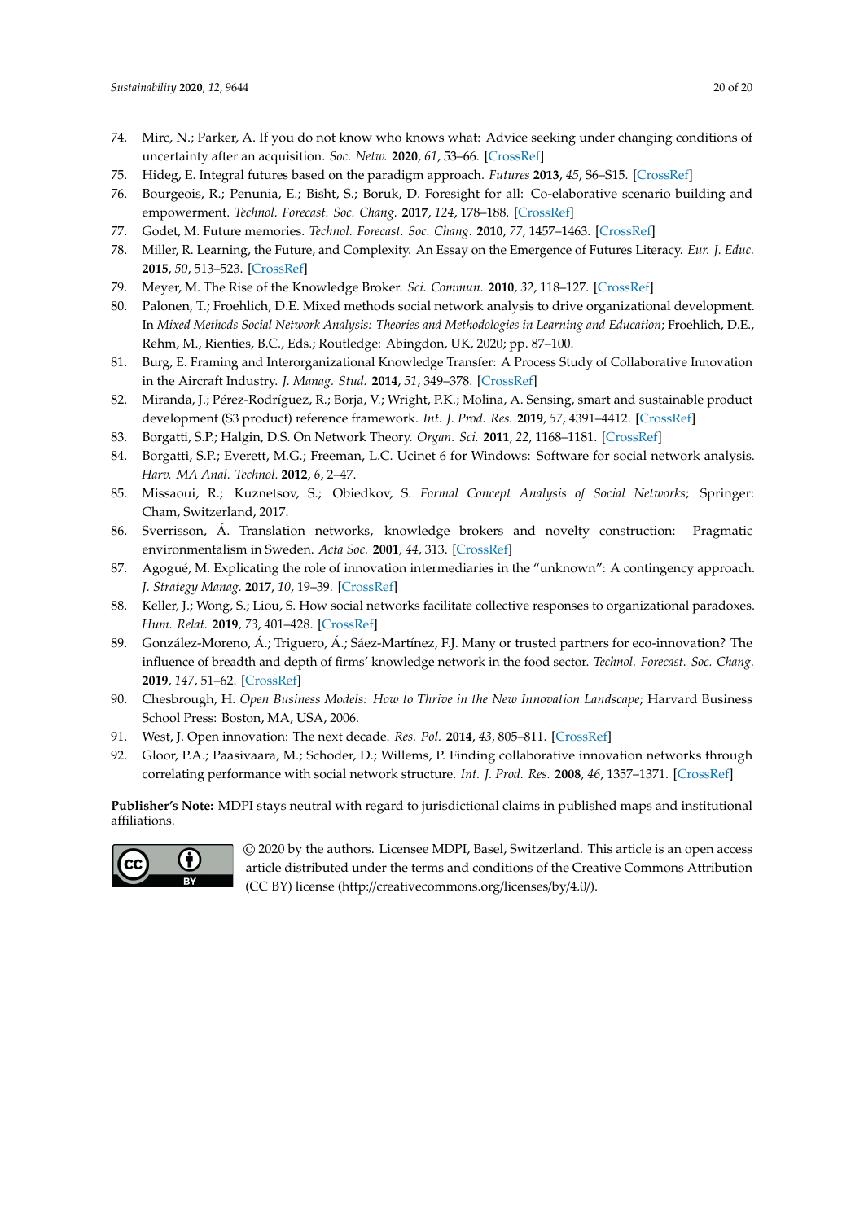74. Mirc, N.; Parker, A. If you do not know who knows what: Advice seeking under changing conditions of uncertainty after an acquisition. *Soc. Netw.* **2020**, *61*, 53–66. [CrossRef]
75. Hideg, E. Integral futures based on the paradigm approach. *Futures* **2013**, *45*, S6–S15. [CrossRef]
76. Bourgeois, R.; Penunia, E.; Bisht, S.; Boruk, D. Foresight for all: Co-elaborative scenario building and empowerment. *Technol. Forecast. Soc. Chang.* **2017**, *124*, 178–188. [CrossRef]
77. Godet, M. Future memories. *Technol. Forecast. Soc. Chang.* **2010**, *77*, 1457–1463. [CrossRef]
78. Miller, R. Learning, the Future, and Complexity. An Essay on the Emergence of Futures Literacy. *Eur. J. Educ.* **2015**, *50*, 513–523. [CrossRef]
79. Meyer, M. The Rise of the Knowledge Broker. *Sci. Commun.* **2010**, *32*, 118–127. [CrossRef]
80. Palonen, T.; Froehlich, D.E. Mixed methods social network analysis to drive organizational development. In *Mixed Methods Social Network Analysis: Theories and Methodologies in Learning and Education*; Froehlich, D.E., Rehm, M., Rienties, B.C., Eds.; Routledge: Abingdon, UK, 2020; pp. 87–100.
81. Burg, E. Framing and Interorganizational Knowledge Transfer: A Process Study of Collaborative Innovation in the Aircraft Industry. *J. Manag. Stud.* **2014**, *51*, 349–378. [CrossRef]
82. Miranda, J.; Pérez-Rodríguez, R.; Borja, V.; Wright, P.K.; Molina, A. Sensing, smart and sustainable product development (S3 product) reference framework. *Int. J. Prod. Res.* **2019**, *57*, 4391–4412. [CrossRef]
83. Borgatti, S.P.; Halgin, D.S. On Network Theory. *Organ. Sci.* **2011**, *22*, 1168–1181. [CrossRef]
84. Borgatti, S.P.; Everett, M.G.; Freeman, L.C. Ucinet 6 for Windows: Software for social network analysis. *Harv. MA Anal. Technol.* **2012**, *6*, 2–47.
85. Missaoui, R.; Kuznetsov, S.; Obiedkov, S. *Formal Concept Analysis of Social Networks*; Springer: Cham, Switzerland, 2017.
86. Sverrisson, Á. Translation networks, knowledge brokers and novelty construction: Pragmatic environmentalism in Sweden. *Acta Soc.* **2001**, *44*, 313. [CrossRef]
87. Agogué, M. Explicating the role of innovation intermediaries in the "unknown": A contingency approach. *J. Strategy Manag.* **2017**, *10*, 19–39. [CrossRef]
88. Keller, J.; Wong, S.; Liou, S. How social networks facilitate collective responses to organizational paradoxes. *Hum. Relat.* **2019**, *73*, 401–428. [CrossRef]
89. González-Moreno, Á.; Triguero, Á.; Sáez-Martínez, F.J. Many or trusted partners for eco-innovation? The influence of breadth and depth of firms' knowledge network in the food sector. *Technol. Forecast. Soc. Chang.* **2019**, *147*, 51–62. [CrossRef]
90. Chesbrough, H. *Open Business Models: How to Thrive in the New Innovation Landscape*; Harvard Business School Press: Boston, MA, USA, 2006.
91. West, J. Open innovation: The next decade. *Res. Pol.* **2014**, *43*, 805–811. [CrossRef]
92. Gloor, P.A.; Paasivaara, M.; Schoder, D.; Willems, P. Finding collaborative innovation networks through correlating performance with social network structure. *Int. J. Prod. Res.* **2008**, *46*, 1357–1371. [CrossRef]

**Publisher's Note:** MDPI stays neutral with regard to jurisdictional claims in published maps and institutional affiliations.

© 2020 by the authors. Licensee MDPI, Basel, Switzerland. This article is an open access article distributed under the terms and conditions of the Creative Commons Attribution (CC BY) license (http://creativecommons.org/licenses/by/4.0/).